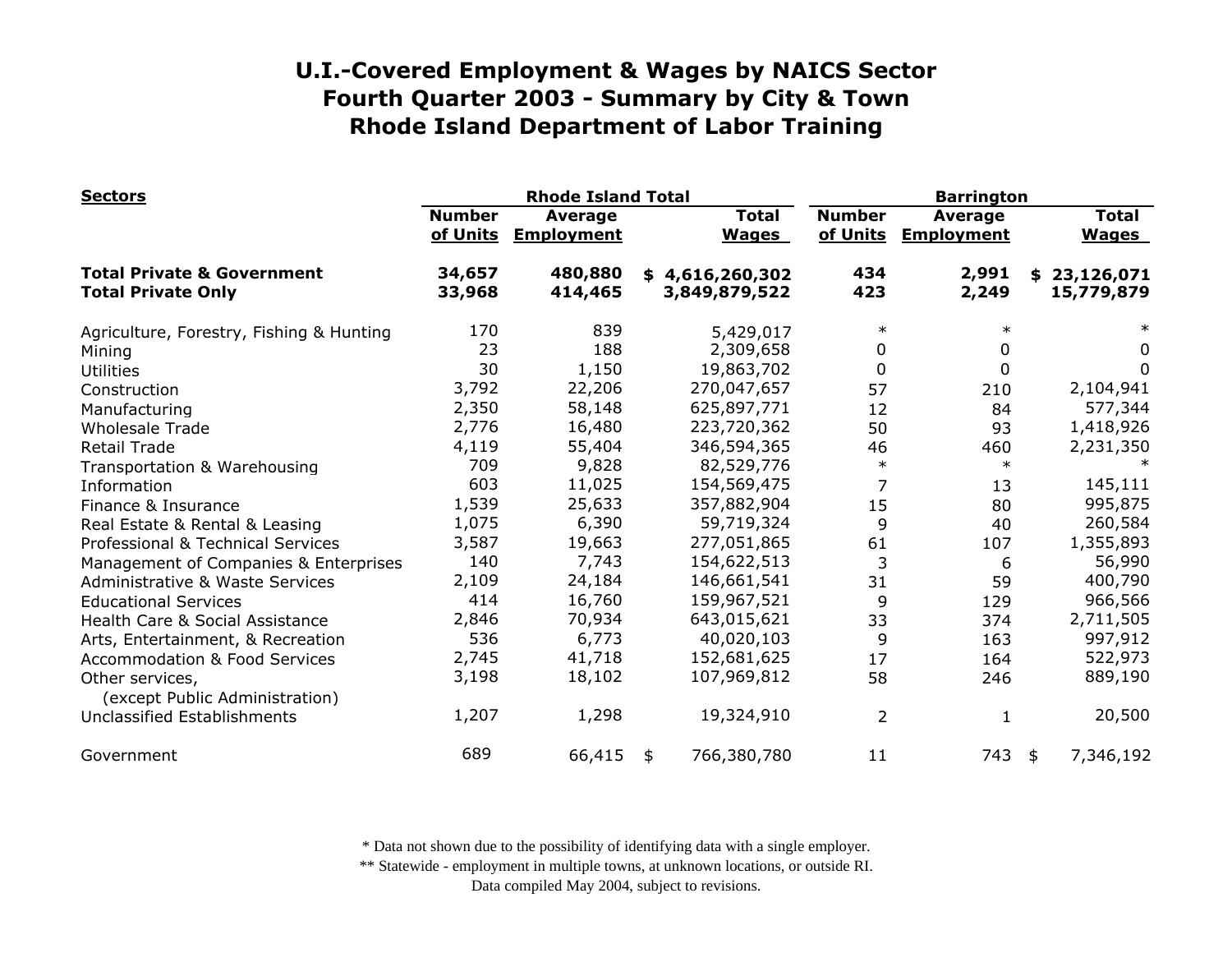# U.I.-Covered Employment & Wages by NAICS Sector
## Fourth Quarter 2003 - Summary by City & Town
## Rhode Island Department of Labor Training

| Sectors | Rhode Island Total | | | Barrington | | |
|---|---|---|---|---|---|---|
| | Number of Units | Average Employment | Total Wages | Number of Units | Average Employment | Total Wages |
| **Total Private & Government** | **34,657** | **480,880** | **$ 4,616,260,302** | **434** | **2,991** | **$ 23,126,071** |
| **Total Private Only** | **33,968** | **414,465** | **3,849,879,522** | **423** | **2,249** | **15,779,879** |
| Agriculture, Forestry, Fishing & Hunting | 170 | 839 | 5,429,017 | * | * | * |
| Mining | 23 | 188 | 2,309,658 | 0 | 0 | 0 |
| Utilities | 30 | 1,150 | 19,863,702 | 0 | 0 | 0 |
| Construction | 3,792 | 22,206 | 270,047,657 | 57 | 210 | 2,104,941 |
| Manufacturing | 2,350 | 58,148 | 625,897,771 | 12 | 84 | 577,344 |
| Wholesale Trade | 2,776 | 16,480 | 223,720,362 | 50 | 93 | 1,418,926 |
| Retail Trade | 4,119 | 55,404 | 346,594,365 | 46 | 460 | 2,231,350 |
| Transportation & Warehousing | 709 | 9,828 | 82,529,776 | * | * | * |
| Information | 603 | 11,025 | 154,569,475 | 7 | 13 | 145,111 |
| Finance & Insurance | 1,539 | 25,633 | 357,882,904 | 15 | 80 | 995,875 |
| Real Estate & Rental & Leasing | 1,075 | 6,390 | 59,719,324 | 9 | 40 | 260,584 |
| Professional & Technical Services | 3,587 | 19,663 | 277,051,865 | 61 | 107 | 1,355,893 |
| Management of Companies & Enterprises | 140 | 7,743 | 154,622,513 | 3 | 6 | 56,990 |
| Administrative & Waste Services | 2,109 | 24,184 | 146,661,541 | 31 | 59 | 400,790 |
| Educational Services | 414 | 16,760 | 159,967,521 | 9 | 129 | 966,566 |
| Health Care & Social Assistance | 2,846 | 70,934 | 643,015,621 | 33 | 374 | 2,711,505 |
| Arts, Entertainment, & Recreation | 536 | 6,773 | 40,020,103 | 9 | 163 | 997,912 |
| Accommodation & Food Services | 2,745 | 41,718 | 152,681,625 | 17 | 164 | 522,973 |
| Other services, (except Public Administration) | 3,198 | 18,102 | 107,969,812 | 58 | 246 | 889,190 |
| Unclassified Establishments | 1,207 | 1,298 | 19,324,910 | 2 | 1 | 20,500 |
| Government | 689 | 66,415 | $ 766,380,780 | 11 | 743 | $ 7,346,192 |

\* Data not shown due to the possibility of identifying data with a single employer.

\*\* Statewide - employment in multiple towns, at unknown locations, or outside RI.

Data compiled May 2004, subject to revisions.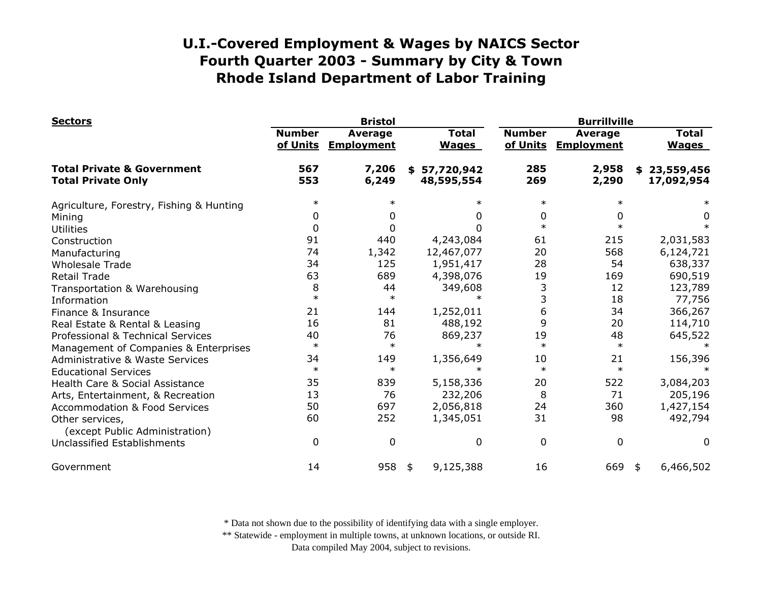# U.I.-Covered Employment & Wages by NAICS Sector
# Fourth Quarter 2003 - Summary by City & Town
# Rhode Island Department of Labor Training

| Sectors | Bristol | | | Burrillville | | |
|---|---|---|---|---|---|---|
| | Number of Units | Average Employment | Total Wages | Number of Units | Average Employment | Total Wages |
| **Total Private & Government** | **567** | **7,206** | **$ 57,720,942** | **285** | **2,958** | **$ 23,559,456** |
| **Total Private Only** | **553** | **6,249** | **48,595,554** | **269** | **2,290** | **17,092,954** |
| Agriculture, Forestry, Fishing & Hunting | * | * | * | * | * | * |
| Mining | 0 | 0 | 0 | 0 | 0 | 0 |
| Utilities | 0 | 0 | 0 | * | * | * |
| Construction | 91 | 440 | 4,243,084 | 61 | 215 | 2,031,583 |
| Manufacturing | 74 | 1,342 | 12,467,077 | 20 | 568 | 6,124,721 |
| Wholesale Trade | 34 | 125 | 1,951,417 | 28 | 54 | 638,337 |
| Retail Trade | 63 | 689 | 4,398,076 | 19 | 169 | 690,519 |
| Transportation & Warehousing | 8 | 44 | 349,608 | 3 | 12 | 123,789 |
| Information | * | * | * | 3 | 18 | 77,756 |
| Finance & Insurance | 21 | 144 | 1,252,011 | 6 | 34 | 366,267 |
| Real Estate & Rental & Leasing | 16 | 81 | 488,192 | 9 | 20 | 114,710 |
| Professional & Technical Services | 40 | 76 | 869,237 | 19 | 48 | 645,522 |
| Management of Companies & Enterprises | * | * | * | * | * | * |
| Administrative & Waste Services | 34 | 149 | 1,356,649 | 10 | 21 | 156,396 |
| Educational Services | * | * | * | * | * | * |
| Health Care & Social Assistance | 35 | 839 | 5,158,336 | 20 | 522 | 3,084,203 |
| Arts, Entertainment, & Recreation | 13 | 76 | 232,206 | 8 | 71 | 205,196 |
| Accommodation & Food Services | 50 | 697 | 2,056,818 | 24 | 360 | 1,427,154 |
| Other services, (except Public Administration) | 60 | 252 | 1,345,051 | 31 | 98 | 492,794 |
| Unclassified Establishments | 0 | 0 | 0 | 0 | 0 | 0 |
| Government | 14 | 958 | $ 9,125,388 | 16 | 669 | $ 6,466,502 |

\* Data not shown due to the possibility of identifying data with a single employer.

\*\* Statewide - employment in multiple towns, at unknown locations, or outside RI.

Data compiled May 2004, subject to revisions.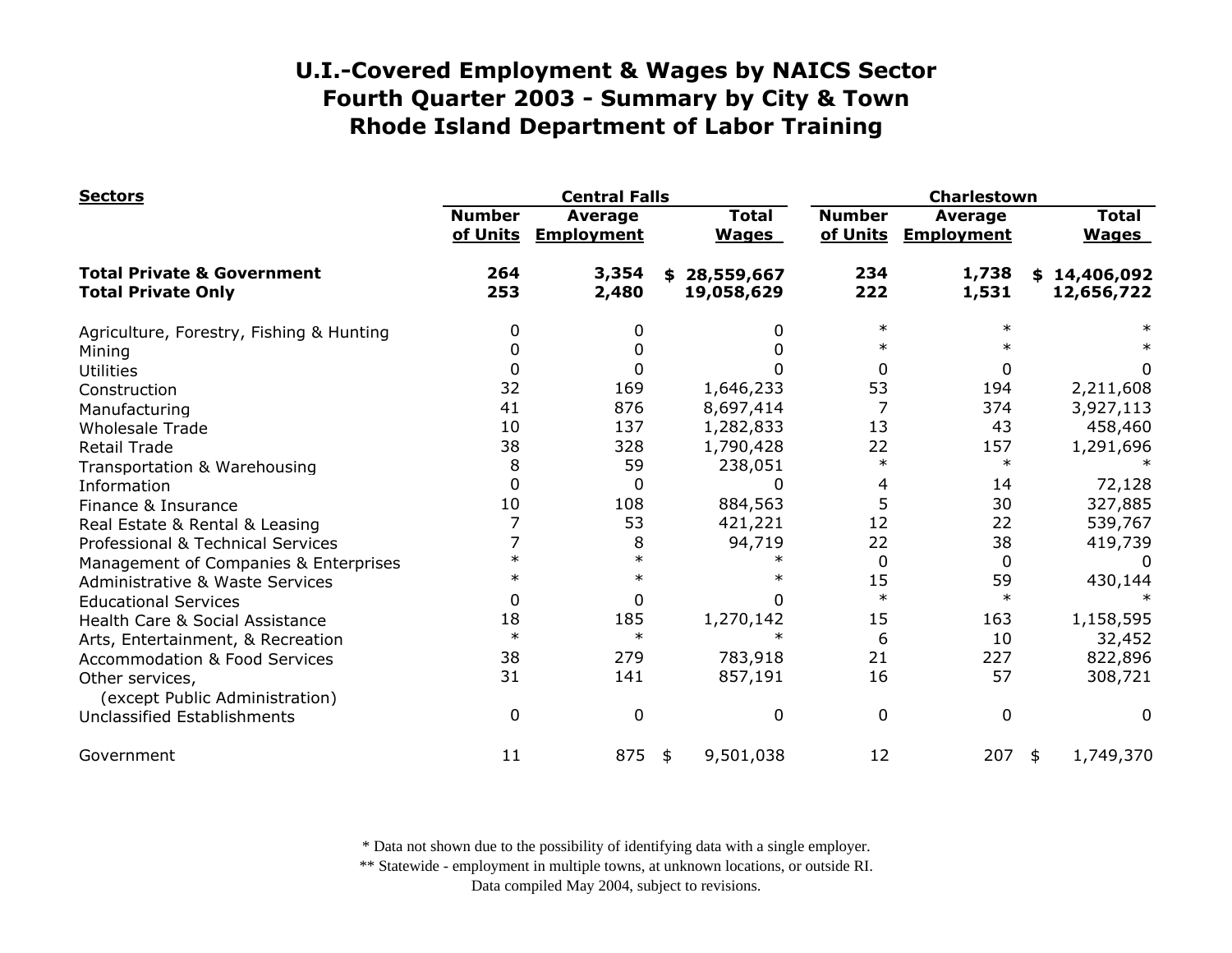# U.I.-Covered Employment & Wages by NAICS Sector
# Fourth Quarter 2003 - Summary by City & Town
# Rhode Island Department of Labor Training

| Sectors | Central Falls | | | Charlestown | | |
|---|---|---|---|---|---|---|
| | Number of Units | Average Employment | Total Wages | Number of Units | Average Employment | Total Wages |
| **Total Private & Government** | **264** | **3,354** | **$ 28,559,667** | **234** | **1,738** | **$ 14,406,092** |
| **Total Private Only** | **253** | **2,480** | **19,058,629** | **222** | **1,531** | **12,656,722** |
| Agriculture, Forestry, Fishing & Hunting | 0 | 0 | 0 | * | * | * |
| Mining | 0 | 0 | 0 | * | * | * |
| Utilities | 0 | 0 | 0 | 0 | 0 | 0 |
| Construction | 32 | 169 | 1,646,233 | 53 | 194 | 2,211,608 |
| Manufacturing | 41 | 876 | 8,697,414 | 7 | 374 | 3,927,113 |
| Wholesale Trade | 10 | 137 | 1,282,833 | 13 | 43 | 458,460 |
| Retail Trade | 38 | 328 | 1,790,428 | 22 | 157 | 1,291,696 |
| Transportation & Warehousing | 8 | 59 | 238,051 | * | * | * |
| Information | 0 | 0 | 0 | 4 | 14 | 72,128 |
| Finance & Insurance | 10 | 108 | 884,563 | 5 | 30 | 327,885 |
| Real Estate & Rental & Leasing | 7 | 53 | 421,221 | 12 | 22 | 539,767 |
| Professional & Technical Services | 7 | 8 | 94,719 | 22 | 38 | 419,739 |
| Management of Companies & Enterprises | * | * | * | 0 | 0 | 0 |
| Administrative & Waste Services | * | * | * | 15 | 59 | 430,144 |
| Educational Services | 0 | 0 | 0 | * | * | * |
| Health Care & Social Assistance | 18 | 185 | 1,270,142 | 15 | 163 | 1,158,595 |
| Arts, Entertainment, & Recreation | * | * | * | 6 | 10 | 32,452 |
| Accommodation & Food Services | 38 | 279 | 783,918 | 21 | 227 | 822,896 |
| Other services, (except Public Administration) | 31 | 141 | 857,191 | 16 | 57 | 308,721 |
| Unclassified Establishments | 0 | 0 | 0 | 0 | 0 | 0 |
| Government | 11 | 875 | $ 9,501,038 | 12 | 207 | $ 1,749,370 |

\* Data not shown due to the possibility of identifying data with a single employer.
\** Statewide - employment in multiple towns, at unknown locations, or outside RI.
Data compiled May 2004, subject to revisions.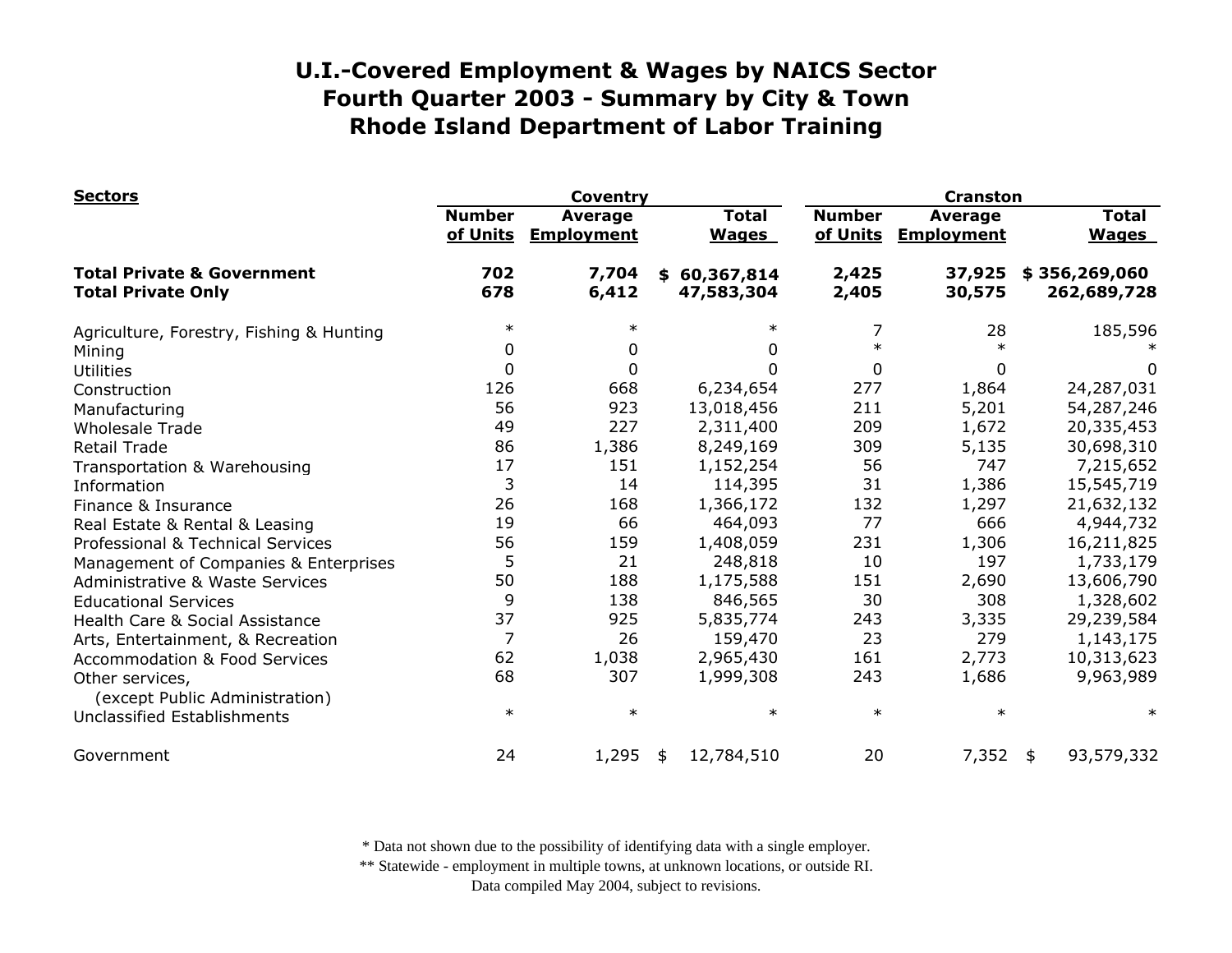# U.I.-Covered Employment & Wages by NAICS Sector
# Fourth Quarter 2003 - Summary by City & Town
# Rhode Island Department of Labor Training

| Sectors | Coventry | | | Cranston | | |
|---|---|---|---|---|---|---|
| | Number of Units | Average Employment | Total Wages | Number of Units | Average Employment | Total Wages |
| **Total Private & Government** | **702** | **7,704** | **$ 60,367,814** | **2,425** | **37,925** | **$ 356,269,060** |
| **Total Private Only** | **678** | **6,412** | **47,583,304** | **2,405** | **30,575** | **262,689,728** |
| Agriculture, Forestry, Fishing & Hunting | * | * | * | 7 | 28 | 185,596 |
| Mining | 0 | 0 | 0 | * | * | * |
| Utilities | 0 | 0 | 0 | 0 | 0 | 0 |
| Construction | 126 | 668 | 6,234,654 | 277 | 1,864 | 24,287,031 |
| Manufacturing | 56 | 923 | 13,018,456 | 211 | 5,201 | 54,287,246 |
| Wholesale Trade | 49 | 227 | 2,311,400 | 209 | 1,672 | 20,335,453 |
| Retail Trade | 86 | 1,386 | 8,249,169 | 309 | 5,135 | 30,698,310 |
| Transportation & Warehousing | 17 | 151 | 1,152,254 | 56 | 747 | 7,215,652 |
| Information | 3 | 14 | 114,395 | 31 | 1,386 | 15,545,719 |
| Finance & Insurance | 26 | 168 | 1,366,172 | 132 | 1,297 | 21,632,132 |
| Real Estate & Rental & Leasing | 19 | 66 | 464,093 | 77 | 666 | 4,944,732 |
| Professional & Technical Services | 56 | 159 | 1,408,059 | 231 | 1,306 | 16,211,825 |
| Management of Companies & Enterprises | 5 | 21 | 248,818 | 10 | 197 | 1,733,179 |
| Administrative & Waste Services | 50 | 188 | 1,175,588 | 151 | 2,690 | 13,606,790 |
| Educational Services | 9 | 138 | 846,565 | 30 | 308 | 1,328,602 |
| Health Care & Social Assistance | 37 | 925 | 5,835,774 | 243 | 3,335 | 29,239,584 |
| Arts, Entertainment, & Recreation | 7 | 26 | 159,470 | 23 | 279 | 1,143,175 |
| Accommodation & Food Services | 62 | 1,038 | 2,965,430 | 161 | 2,773 | 10,313,623 |
| Other services, (except Public Administration) | 68 | 307 | 1,999,308 | 243 | 1,686 | 9,963,989 |
| Unclassified Establishments | * | * | * | * | * | * |
| Government | 24 | 1,295 | $ 12,784,510 | 20 | 7,352 | $ 93,579,332 |

\* Data not shown due to the possibility of identifying data with a single employer.
\*\* Statewide - employment in multiple towns, at unknown locations, or outside RI.
Data compiled May 2004, subject to revisions.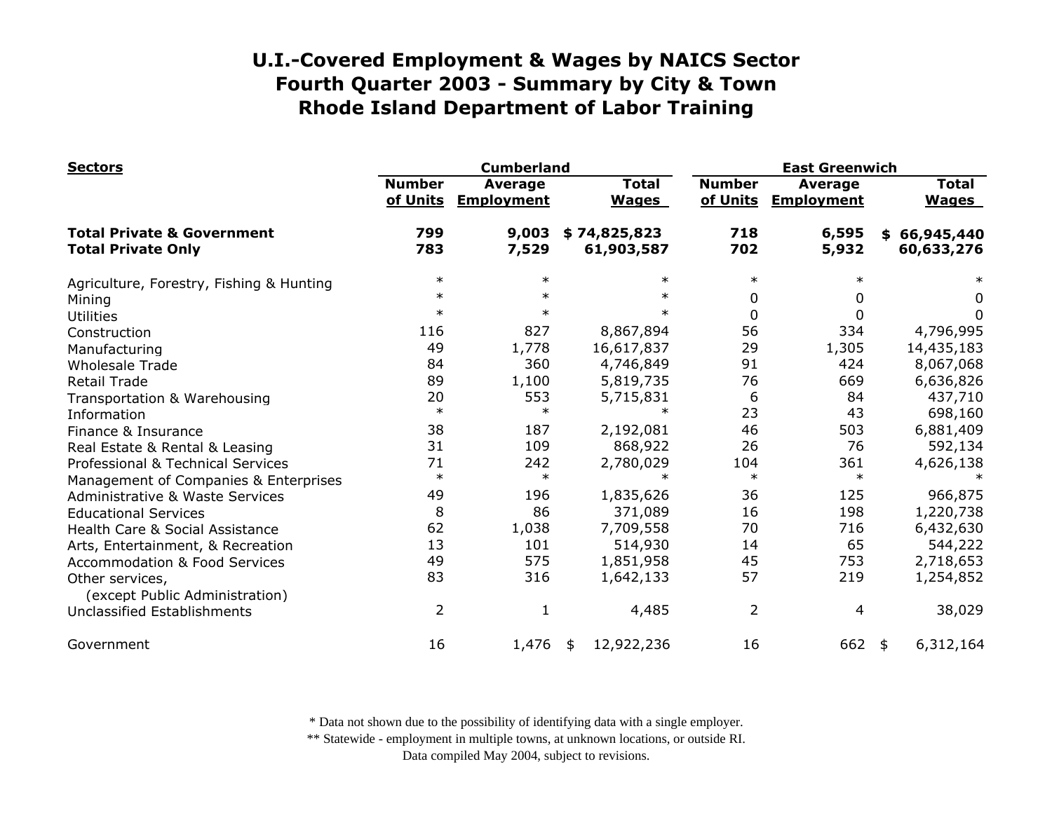# U.I.-Covered Employment & Wages by NAICS Sector
## Fourth Quarter 2003 - Summary by City & Town
## Rhode Island Department of Labor Training

| Sectors | Cumberland | | | East Greenwich | | |
|---|---|---|---|---|---|---|
| | Number of Units | Average Employment | Total Wages | Number of Units | Average Employment | Total Wages |
| **Total Private & Government** | **799** | **9,003** | **$ 74,825,823** | **718** | **6,595** | **$ 66,945,440** |
| **Total Private Only** | **783** | **7,529** | **61,903,587** | **702** | **5,932** | **60,633,276** |
| Agriculture, Forestry, Fishing & Hunting | * | * | * | * | * | * |
| Mining | * | * | * | 0 | 0 | 0 |
| Utilities | * | * | * | 0 | 0 | 0 |
| Construction | 116 | 827 | 8,867,894 | 56 | 334 | 4,796,995 |
| Manufacturing | 49 | 1,778 | 16,617,837 | 29 | 1,305 | 14,435,183 |
| Wholesale Trade | 84 | 360 | 4,746,849 | 91 | 424 | 8,067,068 |
| Retail Trade | 89 | 1,100 | 5,819,735 | 76 | 669 | 6,636,826 |
| Transportation & Warehousing | 20 | 553 | 5,715,831 | 6 | 84 | 437,710 |
| Information | * | * | * | 23 | 43 | 698,160 |
| Finance & Insurance | 38 | 187 | 2,192,081 | 46 | 503 | 6,881,409 |
| Real Estate & Rental & Leasing | 31 | 109 | 868,922 | 26 | 76 | 592,134 |
| Professional & Technical Services | 71 | 242 | 2,780,029 | 104 | 361 | 4,626,138 |
| Management of Companies & Enterprises | * | * | * | * | * | * |
| Administrative & Waste Services | 49 | 196 | 1,835,626 | 36 | 125 | 966,875 |
| Educational Services | 8 | 86 | 371,089 | 16 | 198 | 1,220,738 |
| Health Care & Social Assistance | 62 | 1,038 | 7,709,558 | 70 | 716 | 6,432,630 |
| Arts, Entertainment, & Recreation | 13 | 101 | 514,930 | 14 | 65 | 544,222 |
| Accommodation & Food Services | 49 | 575 | 1,851,958 | 45 | 753 | 2,718,653 |
| Other services, (except Public Administration) | 83 | 316 | 1,642,133 | 57 | 219 | 1,254,852 |
| Unclassified Establishments | 2 | 1 | 4,485 | 2 | 4 | 38,029 |
| Government | 16 | 1,476 | $ 12,922,236 | 16 | 662 | $ 6,312,164 |

* Data not shown due to the possibility of identifying data with a single employer.
** Statewide - employment in multiple towns, at unknown locations, or outside RI.
Data compiled May 2004, subject to revisions.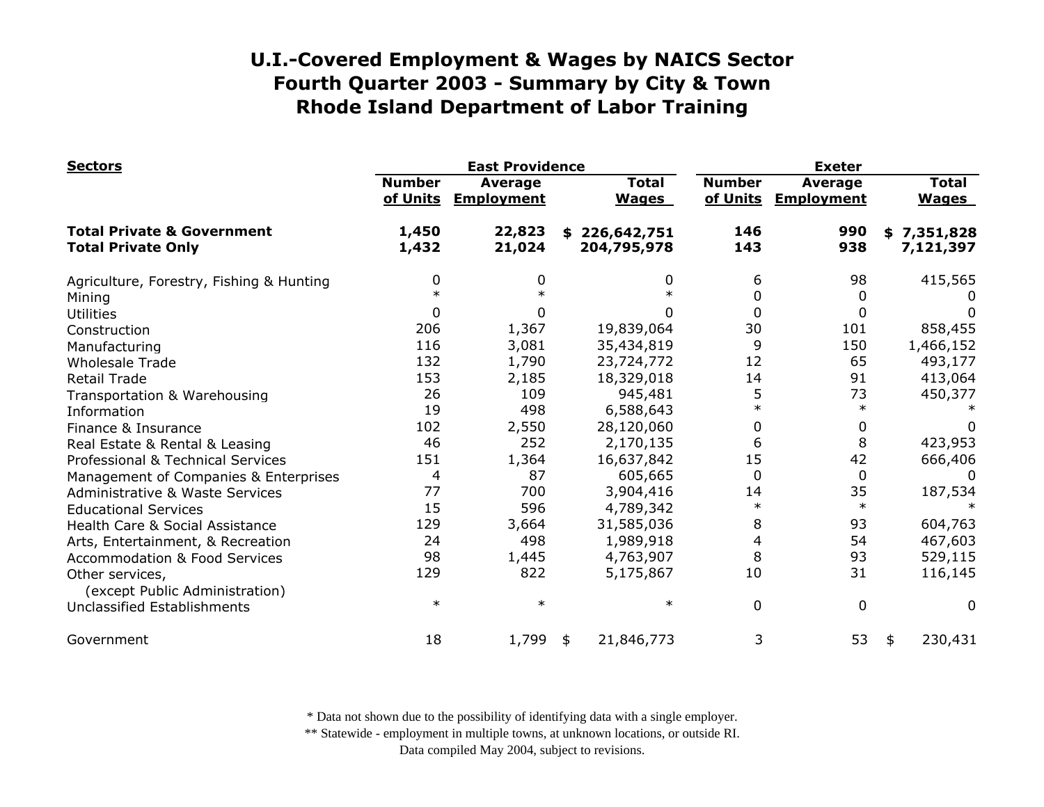# U.I.-Covered Employment & Wages by NAICS Sector
# Fourth Quarter 2003 - Summary by City & Town
# Rhode Island Department of Labor Training

| Sectors | East Providence | | | Exeter | | |
|---|---|---|---|---|---|---|
| | Number of Units | Average Employment | Total Wages | Number of Units | Average Employment | Total Wages |
| **Total Private & Government** | **1,450** | **22,823** | **$ 226,642,751** | **146** | **990** | **$ 7,351,828** |
| **Total Private Only** | **1,432** | **21,024** | **204,795,978** | **143** | **938** | **7,121,397** |
| Agriculture, Forestry, Fishing & Hunting | 0 | 0 | 0 | 6 | 98 | 415,565 |
| Mining | * | * | * | 0 | 0 | 0 |
| Utilities | 0 | 0 | 0 | 0 | 0 | 0 |
| Construction | 206 | 1,367 | 19,839,064 | 30 | 101 | 858,455 |
| Manufacturing | 116 | 3,081 | 35,434,819 | 9 | 150 | 1,466,152 |
| Wholesale Trade | 132 | 1,790 | 23,724,772 | 12 | 65 | 493,177 |
| Retail Trade | 153 | 2,185 | 18,329,018 | 14 | 91 | 413,064 |
| Transportation & Warehousing | 26 | 109 | 945,481 | 5 | 73 | 450,377 |
| Information | 19 | 498 | 6,588,643 | * | * | * |
| Finance & Insurance | 102 | 2,550 | 28,120,060 | 0 | 0 | 0 |
| Real Estate & Rental & Leasing | 46 | 252 | 2,170,135 | 6 | 8 | 423,953 |
| Professional & Technical Services | 151 | 1,364 | 16,637,842 | 15 | 42 | 666,406 |
| Management of Companies & Enterprises | 4 | 87 | 605,665 | 0 | 0 | 0 |
| Administrative & Waste Services | 77 | 700 | 3,904,416 | 14 | 35 | 187,534 |
| Educational Services | 15 | 596 | 4,789,342 | * | * | * |
| Health Care & Social Assistance | 129 | 3,664 | 31,585,036 | 8 | 93 | 604,763 |
| Arts, Entertainment, & Recreation | 24 | 498 | 1,989,918 | 4 | 54 | 467,603 |
| Accommodation & Food Services | 98 | 1,445 | 4,763,907 | 8 | 93 | 529,115 |
| Other services, (except Public Administration) | 129 | 822 | 5,175,867 | 10 | 31 | 116,145 |
| Unclassified Establishments | * | * | * | 0 | 0 | 0 |
| Government | 18 | 1,799 | $ 21,846,773 | 3 | 53 | $ 230,431 |

\* Data not shown due to the possibility of identifying data with a single employer.
\*\* Statewide - employment in multiple towns, at unknown locations, or outside RI.
Data compiled May 2004, subject to revisions.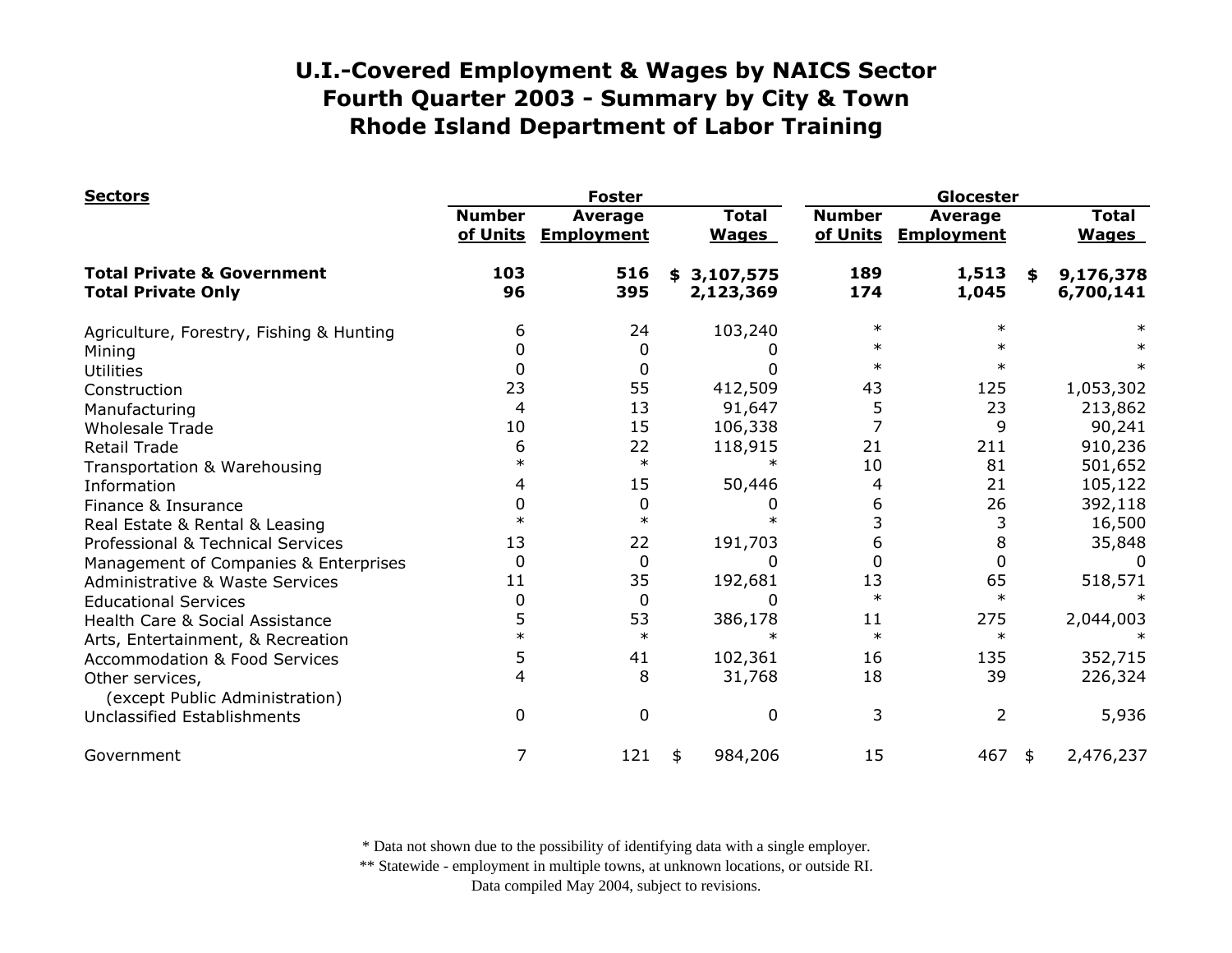# U.I.-Covered Employment & Wages by NAICS Sector
## Fourth Quarter 2003 - Summary by City & Town
## Rhode Island Department of Labor Training

| Sectors | Foster | | | Glocester | | |
|---|---|---|---|---|---|---|
| | Number of Units | Average Employment | Total Wages | Number of Units | Average Employment | Total Wages |
| **Total Private & Government** | **103** | **516** | **$ 3,107,575** | **189** | **1,513** | **$ 9,176,378** |
| **Total Private Only** | **96** | **395** | **2,123,369** | **174** | **1,045** | **6,700,141** |
| Agriculture, Forestry, Fishing & Hunting | 6 | 24 | 103,240 | * | * | * |
| Mining | 0 | 0 | 0 | * | * | * |
| Utilities | 0 | 0 | 0 | * | * | * |
| Construction | 23 | 55 | 412,509 | 43 | 125 | 1,053,302 |
| Manufacturing | 4 | 13 | 91,647 | 5 | 23 | 213,862 |
| Wholesale Trade | 10 | 15 | 106,338 | 7 | 9 | 90,241 |
| Retail Trade | 6 | 22 | 118,915 | 21 | 211 | 910,236 |
| Transportation & Warehousing | * | * | * | 10 | 81 | 501,652 |
| Information | 4 | 15 | 50,446 | 4 | 21 | 105,122 |
| Finance & Insurance | 0 | 0 | 0 | 6 | 26 | 392,118 |
| Real Estate & Rental & Leasing | * | * | * | 3 | 3 | 16,500 |
| Professional & Technical Services | 13 | 22 | 191,703 | 6 | 8 | 35,848 |
| Management of Companies & Enterprises | 0 | 0 | 0 | 0 | 0 | 0 |
| Administrative & Waste Services | 11 | 35 | 192,681 | 13 | 65 | 518,571 |
| Educational Services | 0 | 0 | 0 | * | * | * |
| Health Care & Social Assistance | 5 | 53 | 386,178 | 11 | 275 | 2,044,003 |
| Arts, Entertainment, & Recreation | * | * | * | * | * | * |
| Accommodation & Food Services | 5 | 41 | 102,361 | 16 | 135 | 352,715 |
| Other services, (except Public Administration) | 4 | 8 | 31,768 | 18 | 39 | 226,324 |
| Unclassified Establishments | 0 | 0 | 0 | 3 | 2 | 5,936 |
| Government | 7 | 121 | $ 984,206 | 15 | 467 | $ 2,476,237 |

\* Data not shown due to the possibility of identifying data with a single employer.
\** Statewide - employment in multiple towns, at unknown locations, or outside RI.
Data compiled May 2004, subject to revisions.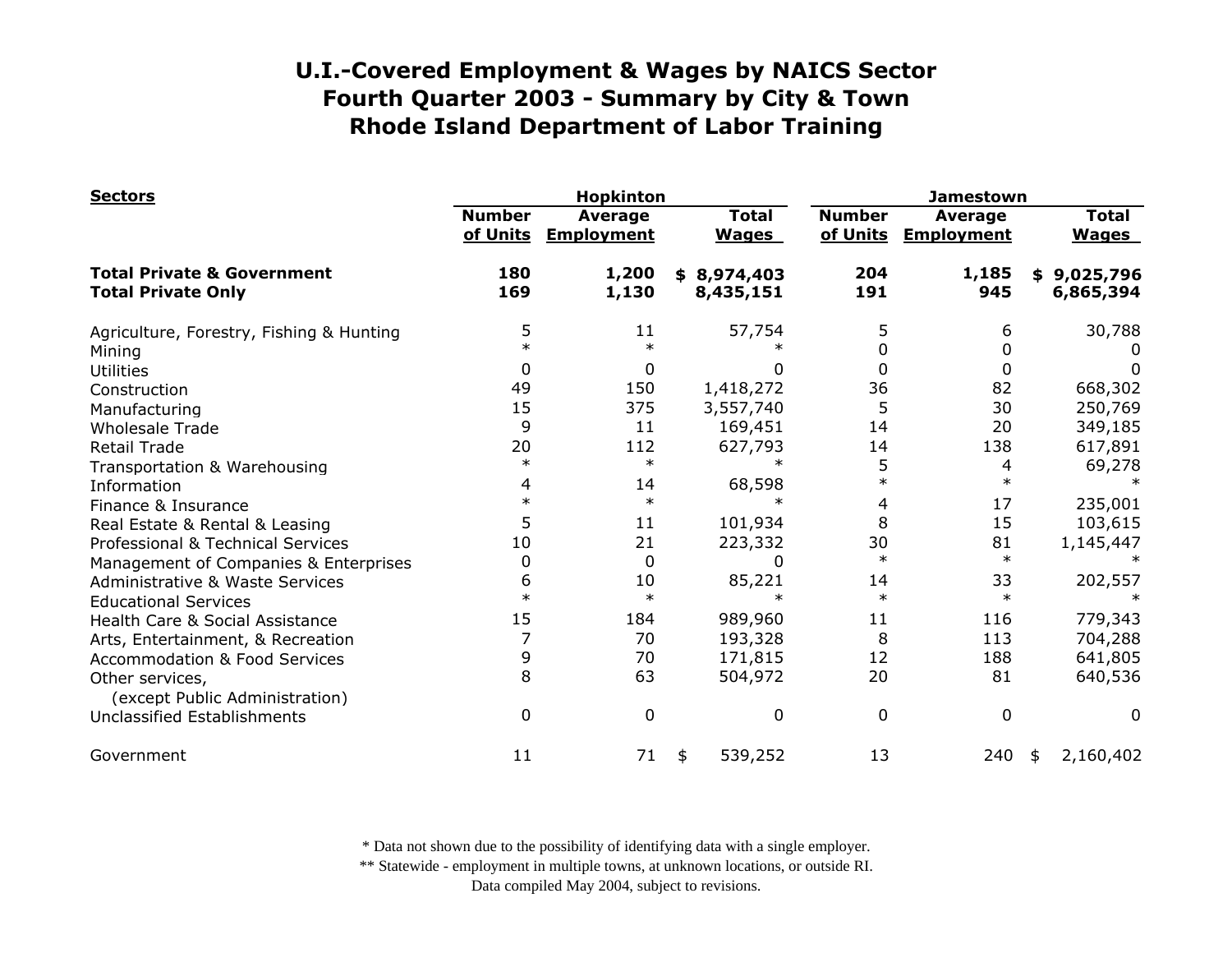# U.I.-Covered Employment & Wages by NAICS Sector
## Fourth Quarter 2003 - Summary by City & Town
## Rhode Island Department of Labor Training

| Sectors | Hopkinton | | | Jamestown | | |
|---|---|---|---|---|---|---|
| | Number of Units | Average Employment | Total Wages | Number of Units | Average Employment | Total Wages |
| **Total Private & Government** | **180** | **1,200** | **$ 8,974,403** | **204** | **1,185** | **$ 9,025,796** |
| **Total Private Only** | **169** | **1,130** | **8,435,151** | **191** | **945** | **6,865,394** |
| Agriculture, Forestry, Fishing & Hunting | 5 | 11 | 57,754 | 5 | 6 | 30,788 |
| Mining | * | * | * | 0 | 0 | 0 |
| Utilities | 0 | 0 | 0 | 0 | 0 | 0 |
| Construction | 49 | 150 | 1,418,272 | 36 | 82 | 668,302 |
| Manufacturing | 15 | 375 | 3,557,740 | 5 | 30 | 250,769 |
| Wholesale Trade | 9 | 11 | 169,451 | 14 | 20 | 349,185 |
| Retail Trade | 20 | 112 | 627,793 | 14 | 138 | 617,891 |
| Transportation & Warehousing | * | * | * | 5 | 4 | 69,278 |
| Information | 4 | 14 | 68,598 | * | * | * |
| Finance & Insurance | * | * | * | 4 | 17 | 235,001 |
| Real Estate & Rental & Leasing | 5 | 11 | 101,934 | 8 | 15 | 103,615 |
| Professional & Technical Services | 10 | 21 | 223,332 | 30 | 81 | 1,145,447 |
| Management of Companies & Enterprises | 0 | 0 | 0 | * | * | * |
| Administrative & Waste Services | 6 | 10 | 85,221 | 14 | 33 | 202,557 |
| Educational Services | * | * | * | * | * | * |
| Health Care & Social Assistance | 15 | 184 | 989,960 | 11 | 116 | 779,343 |
| Arts, Entertainment, & Recreation | 7 | 70 | 193,328 | 8 | 113 | 704,288 |
| Accommodation & Food Services | 9 | 70 | 171,815 | 12 | 188 | 641,805 |
| Other services, (except Public Administration) | 8 | 63 | 504,972 | 20 | 81 | 640,536 |
| Unclassified Establishments | 0 | 0 | 0 | 0 | 0 | 0 |
| Government | 11 | 71 | $ 539,252 | 13 | 240 | $ 2,160,402 |

\* Data not shown due to the possibility of identifying data with a single employer.
\*\* Statewide - employment in multiple towns, at unknown locations, or outside RI.
Data compiled May 2004, subject to revisions.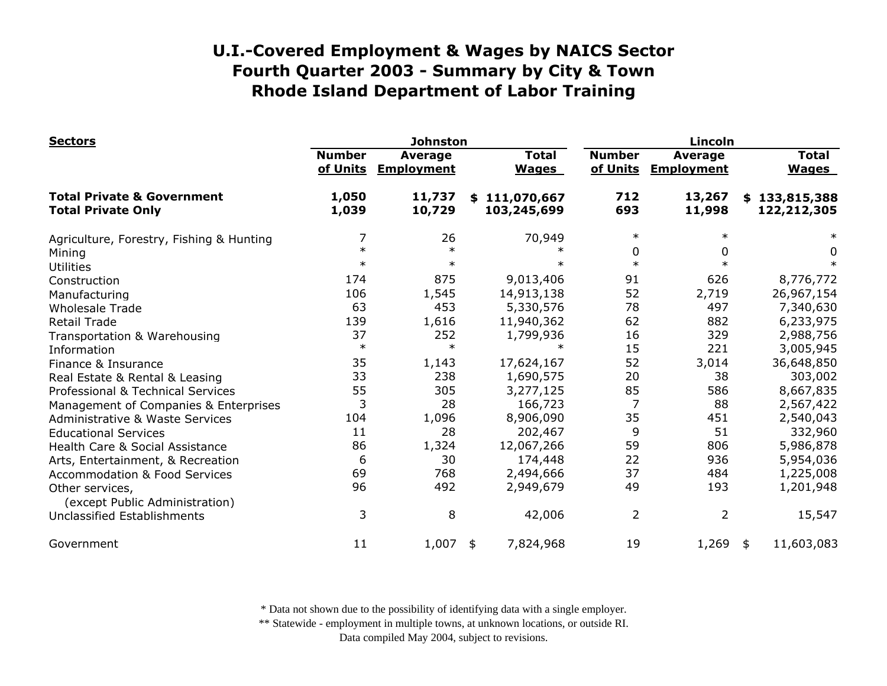# U.I.-Covered Employment & Wages by NAICS Sector
## Fourth Quarter 2003 - Summary by City & Town
## Rhode Island Department of Labor Training

| Sectors | Johnston | | | Lincoln | | |
|---|---|---|---|---|---|---|
| | Number of Units | Average Employment | Total Wages | Number of Units | Average Employment | Total Wages |
| **Total Private & Government** | **1,050** | **11,737** | **$ 111,070,667** | **712** | **13,267** | **$ 133,815,388** |
| **Total Private Only** | **1,039** | **10,729** | **103,245,699** | **693** | **11,998** | **122,212,305** |
| Agriculture, Forestry, Fishing & Hunting | 7 | 26 | 70,949 | * | * | * |
| Mining | * | * | * | 0 | 0 | 0 |
| Utilities | * | * | * | * | * | * |
| Construction | 174 | 875 | 9,013,406 | 91 | 626 | 8,776,772 |
| Manufacturing | 106 | 1,545 | 14,913,138 | 52 | 2,719 | 26,967,154 |
| Wholesale Trade | 63 | 453 | 5,330,576 | 78 | 497 | 7,340,630 |
| Retail Trade | 139 | 1,616 | 11,940,362 | 62 | 882 | 6,233,975 |
| Transportation & Warehousing | 37 | 252 | 1,799,936 | 16 | 329 | 2,988,756 |
| Information | * | * | * | 15 | 221 | 3,005,945 |
| Finance & Insurance | 35 | 1,143 | 17,624,167 | 52 | 3,014 | 36,648,850 |
| Real Estate & Rental & Leasing | 33 | 238 | 1,690,575 | 20 | 38 | 303,002 |
| Professional & Technical Services | 55 | 305 | 3,277,125 | 85 | 586 | 8,667,835 |
| Management of Companies & Enterprises | 3 | 28 | 166,723 | 7 | 88 | 2,567,422 |
| Administrative & Waste Services | 104 | 1,096 | 8,906,090 | 35 | 451 | 2,540,043 |
| Educational Services | 11 | 28 | 202,467 | 9 | 51 | 332,960 |
| Health Care & Social Assistance | 86 | 1,324 | 12,067,266 | 59 | 806 | 5,986,878 |
| Arts, Entertainment, & Recreation | 6 | 30 | 174,448 | 22 | 936 | 5,954,036 |
| Accommodation & Food Services | 69 | 768 | 2,494,666 | 37 | 484 | 1,225,008 |
| Other services, (except Public Administration) | 96 | 492 | 2,949,679 | 49 | 193 | 1,201,948 |
| Unclassified Establishments | 3 | 8 | 42,006 | 2 | 2 | 15,547 |
| Government | 11 | 1,007 | $ 7,824,968 | 19 | 1,269 | $ 11,603,083 |

\* Data not shown due to the possibility of identifying data with a single employer.

\*\* Statewide - employment in multiple towns, at unknown locations, or outside RI.

Data compiled May 2004, subject to revisions.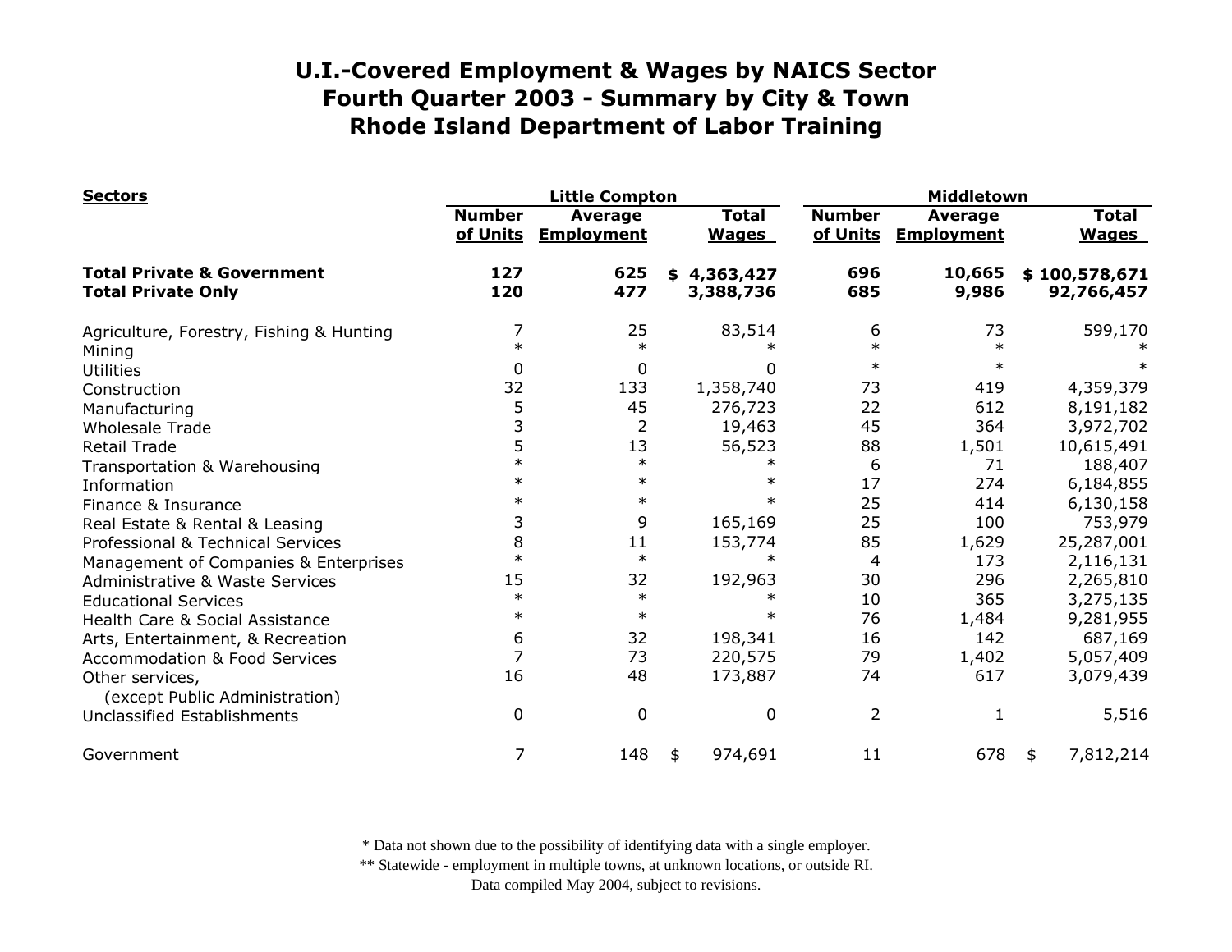# U.I.-Covered Employment & Wages by NAICS Sector
# Fourth Quarter 2003 - Summary by City & Town
# Rhode Island Department of Labor Training

| Sectors | Little Compton | | | Middletown | | |
|---|---|---|---|---|---|---|
| | Number of Units | Average Employment | Total Wages | Number of Units | Average Employment | Total Wages |
| **Total Private & Government** | **127** | **625** | **$ 4,363,427** | **696** | **10,665** | **$ 100,578,671** |
| **Total Private Only** | **120** | **477** | **3,388,736** | **685** | **9,986** | **92,766,457** |
| Agriculture, Forestry, Fishing & Hunting | 7 | 25 | 83,514 | 6 | 73 | 599,170 |
| Mining | * | * | * | * | * | * |
| Utilities | 0 | 0 | 0 | * | * | * |
| Construction | 32 | 133 | 1,358,740 | 73 | 419 | 4,359,379 |
| Manufacturing | 5 | 45 | 276,723 | 22 | 612 | 8,191,182 |
| Wholesale Trade | 3 | 2 | 19,463 | 45 | 364 | 3,972,702 |
| Retail Trade | 5 | 13 | 56,523 | 88 | 1,501 | 10,615,491 |
| Transportation & Warehousing | * | * | * | 6 | 71 | 188,407 |
| Information | * | * | * | 17 | 274 | 6,184,855 |
| Finance & Insurance | * | * | * | 25 | 414 | 6,130,158 |
| Real Estate & Rental & Leasing | 3 | 9 | 165,169 | 25 | 100 | 753,979 |
| Professional & Technical Services | 8 | 11 | 153,774 | 85 | 1,629 | 25,287,001 |
| Management of Companies & Enterprises | * | * | * | 4 | 173 | 2,116,131 |
| Administrative & Waste Services | 15 | 32 | 192,963 | 30 | 296 | 2,265,810 |
| Educational Services | * | * | * | 10 | 365 | 3,275,135 |
| Health Care & Social Assistance | * | * | * | 76 | 1,484 | 9,281,955 |
| Arts, Entertainment, & Recreation | 6 | 32 | 198,341 | 16 | 142 | 687,169 |
| Accommodation & Food Services | 7 | 73 | 220,575 | 79 | 1,402 | 5,057,409 |
| Other services, (except Public Administration) | 16 | 48 | 173,887 | 74 | 617 | 3,079,439 |
| Unclassified Establishments | 0 | 0 | 0 | 2 | 1 | 5,516 |
| Government | 7 | 148 | $ 974,691 | 11 | 678 | $ 7,812,214 |

\* Data not shown due to the possibility of identifying data with a single employer.
\*\* Statewide - employment in multiple towns, at unknown locations, or outside RI.
Data compiled May 2004, subject to revisions.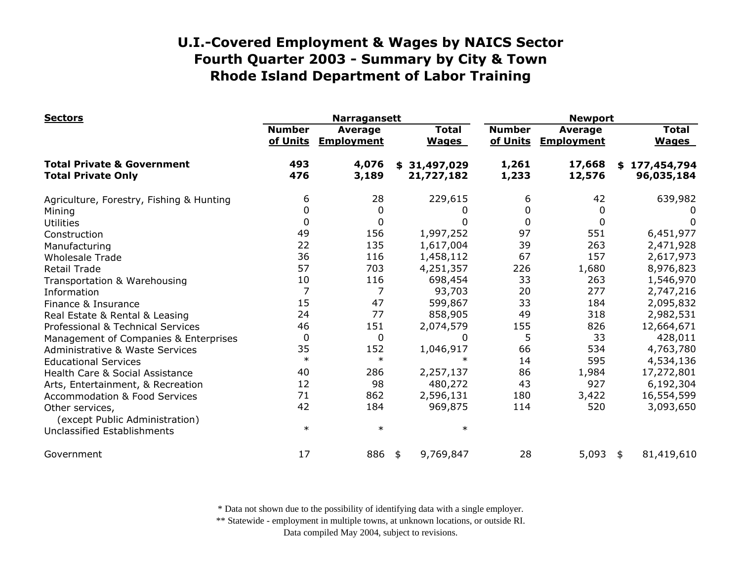# U.I.-Covered Employment & Wages by NAICS Sector
## Fourth Quarter 2003 - Summary by City & Town
## Rhode Island Department of Labor Training

| Sectors | Narragansett | | | Newport | | |
|---|---|---|---|---|---|---|
| | Number of Units | Average Employment | Total Wages | Number of Units | Average Employment | Total Wages |
| **Total Private & Government** | **493** | **4,076** | **$ 31,497,029** | **1,261** | **17,668** | **$ 177,454,794** |
| **Total Private Only** | **476** | **3,189** | **21,727,182** | **1,233** | **12,576** | **96,035,184** |
| Agriculture, Forestry, Fishing & Hunting | 6 | 28 | 229,615 | 6 | 42 | 639,982 |
| Mining | 0 | 0 | 0 | 0 | 0 | 0 |
| Utilities | 0 | 0 | 0 | 0 | 0 | 0 |
| Construction | 49 | 156 | 1,997,252 | 97 | 551 | 6,451,977 |
| Manufacturing | 22 | 135 | 1,617,004 | 39 | 263 | 2,471,928 |
| Wholesale Trade | 36 | 116 | 1,458,112 | 67 | 157 | 2,617,973 |
| Retail Trade | 57 | 703 | 4,251,357 | 226 | 1,680 | 8,976,823 |
| Transportation & Warehousing | 10 | 116 | 698,454 | 33 | 263 | 1,546,970 |
| Information | 7 | 7 | 93,703 | 20 | 277 | 2,747,216 |
| Finance & Insurance | 15 | 47 | 599,867 | 33 | 184 | 2,095,832 |
| Real Estate & Rental & Leasing | 24 | 77 | 858,905 | 49 | 318 | 2,982,531 |
| Professional & Technical Services | 46 | 151 | 2,074,579 | 155 | 826 | 12,664,671 |
| Management of Companies & Enterprises | 0 | 0 | 0 | 5 | 33 | 428,011 |
| Administrative & Waste Services | 35 | 152 | 1,046,917 | 66 | 534 | 4,763,780 |
| Educational Services | * | * | * | 14 | 595 | 4,534,136 |
| Health Care & Social Assistance | 40 | 286 | 2,257,137 | 86 | 1,984 | 17,272,801 |
| Arts, Entertainment, & Recreation | 12 | 98 | 480,272 | 43 | 927 | 6,192,304 |
| Accommodation & Food Services | 71 | 862 | 2,596,131 | 180 | 3,422 | 16,554,599 |
| Other services, (except Public Administration) | 42 | 184 | 969,875 | 114 | 520 | 3,093,650 |
| Unclassified Establishments | * | * | * | | | |
| Government | 17 | 886 | $ 9,769,847 | 28 | 5,093 | $ 81,419,610 |

\* Data not shown due to the possibility of identifying data with a single employer.
\*\* Statewide - employment in multiple towns, at unknown locations, or outside RI.
Data compiled May 2004, subject to revisions.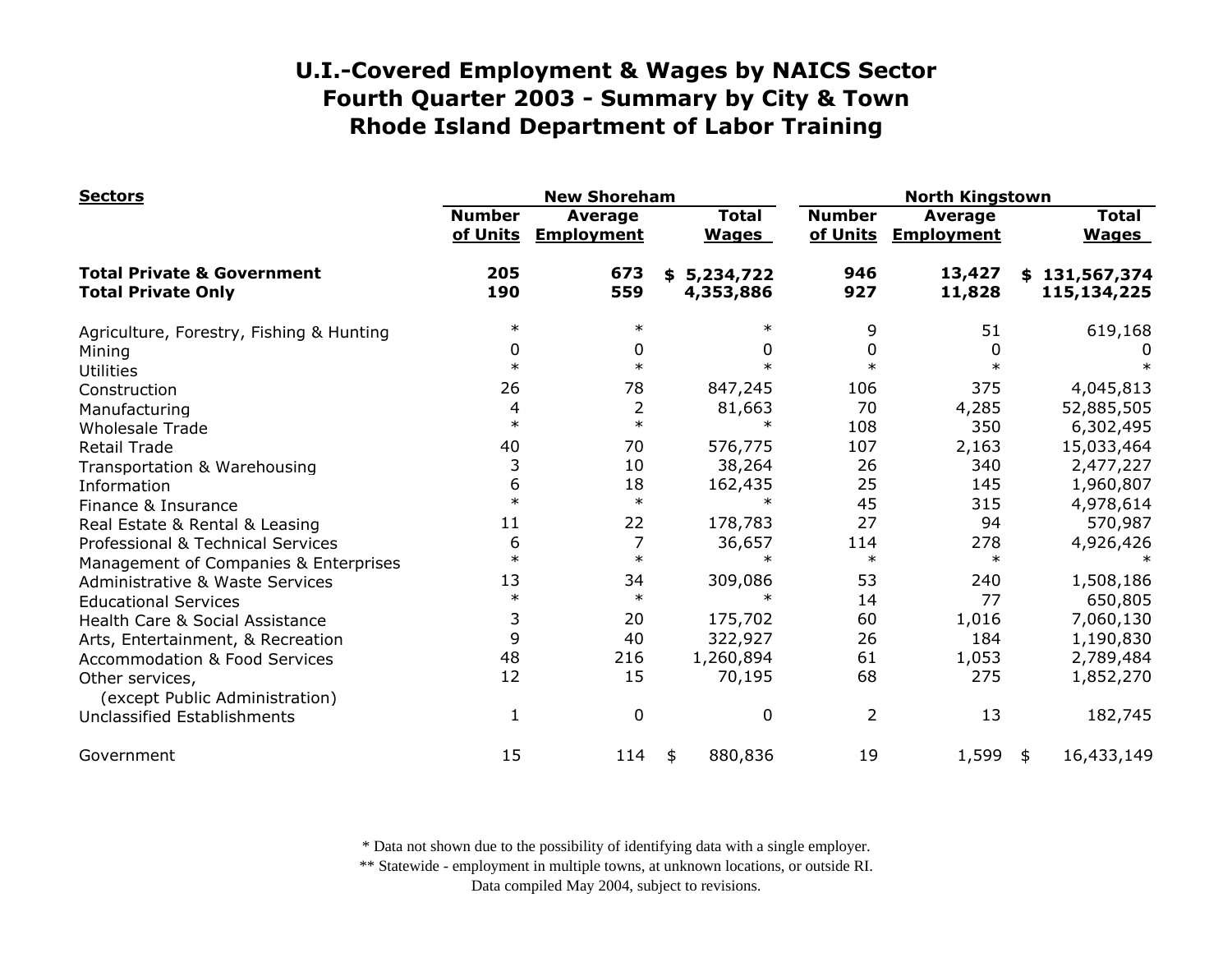# U.I.-Covered Employment & Wages by NAICS Sector
# Fourth Quarter 2003 - Summary by City & Town
# Rhode Island Department of Labor Training

| Sectors | New Shoreham | | | North Kingstown | | |
|---|---|---|---|---|---|---|
| | Number of Units | Average Employment | Total Wages | Number of Units | Average Employment | Total Wages |
| **Total Private & Government** | **205** | **673** | **$ 5,234,722** | **946** | **13,427** | **$ 131,567,374** |
| **Total Private Only** | **190** | **559** | **4,353,886** | **927** | **11,828** | **115,134,225** |
| Agriculture, Forestry, Fishing & Hunting | * | * | * | 9 | 51 | 619,168 |
| Mining | 0 | 0 | 0 | 0 | 0 | 0 |
| Utilities | * | * | * | * | * | * |
| Construction | 26 | 78 | 847,245 | 106 | 375 | 4,045,813 |
| Manufacturing | 4 | 2 | 81,663 | 70 | 4,285 | 52,885,505 |
| Wholesale Trade | * | * | * | 108 | 350 | 6,302,495 |
| Retail Trade | 40 | 70 | 576,775 | 107 | 2,163 | 15,033,464 |
| Transportation & Warehousing | 3 | 10 | 38,264 | 26 | 340 | 2,477,227 |
| Information | 6 | 18 | 162,435 | 25 | 145 | 1,960,807 |
| Finance & Insurance | * | * | * | 45 | 315 | 4,978,614 |
| Real Estate & Rental & Leasing | 11 | 22 | 178,783 | 27 | 94 | 570,987 |
| Professional & Technical Services | 6 | 7 | 36,657 | 114 | 278 | 4,926,426 |
| Management of Companies & Enterprises | * | * | * | * | * | * |
| Administrative & Waste Services | 13 | 34 | 309,086 | 53 | 240 | 1,508,186 |
| Educational Services | * | * | * | 14 | 77 | 650,805 |
| Health Care & Social Assistance | 3 | 20 | 175,702 | 60 | 1,016 | 7,060,130 |
| Arts, Entertainment, & Recreation | 9 | 40 | 322,927 | 26 | 184 | 1,190,830 |
| Accommodation & Food Services | 48 | 216 | 1,260,894 | 61 | 1,053 | 2,789,484 |
| Other services, (except Public Administration) | 12 | 15 | 70,195 | 68 | 275 | 1,852,270 |
| Unclassified Establishments | 1 | 0 | 0 | 2 | 13 | 182,745 |
| Government | 15 | 114 | $ 880,836 | 19 | 1,599 | $ 16,433,149 |

\* Data not shown due to the possibility of identifying data with a single employer.
\*\* Statewide - employment in multiple towns, at unknown locations, or outside RI.
Data compiled May 2004, subject to revisions.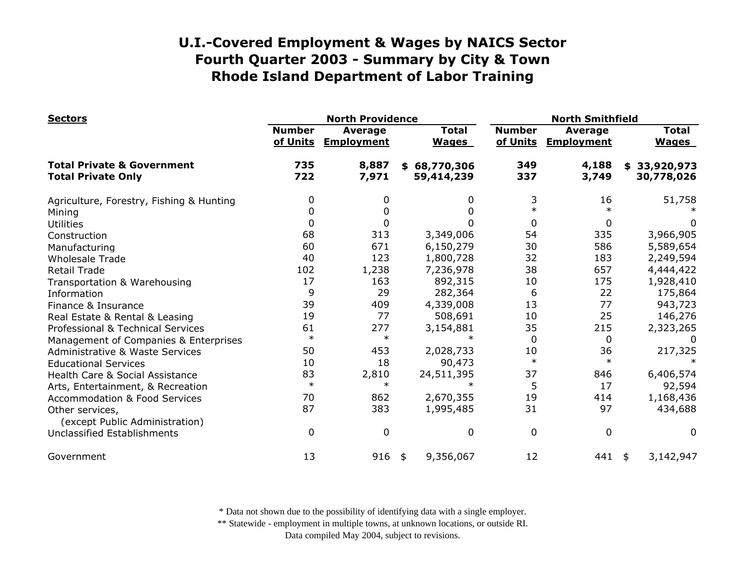# U.I.-Covered Employment & Wages by NAICS Sector
# Fourth Quarter 2003 - Summary by City & Town
# Rhode Island Department of Labor Training

| Sectors | North Providence | | | North Smithfield | | |
|---|---|---|---|---|---|---|
| | Number of Units | Average Employment | Total Wages | Number of Units | Average Employment | Total Wages |
| **Total Private & Government** | **735** | **8,887** | **$ 68,770,306** | **349** | **4,188** | **$ 33,920,973** |
| **Total Private Only** | **722** | **7,971** | **59,414,239** | **337** | **3,749** | **30,778,026** |
| Agriculture, Forestry, Fishing & Hunting | 0 | 0 | 0 | 3 | 16 | 51,758 |
| Mining | 0 | 0 | 0 | * | * | * |
| Utilities | 0 | 0 | 0 | 0 | 0 | 0 |
| Construction | 68 | 313 | 3,349,006 | 54 | 335 | 3,966,905 |
| Manufacturing | 60 | 671 | 6,150,279 | 30 | 586 | 5,589,654 |
| Wholesale Trade | 40 | 123 | 1,800,728 | 32 | 183 | 2,249,594 |
| Retail Trade | 102 | 1,238 | 7,236,978 | 38 | 657 | 4,444,422 |
| Transportation & Warehousing | 17 | 163 | 892,315 | 10 | 175 | 1,928,410 |
| Information | 9 | 29 | 282,364 | 6 | 22 | 175,864 |
| Finance & Insurance | 39 | 409 | 4,339,008 | 13 | 77 | 943,723 |
| Real Estate & Rental & Leasing | 19 | 77 | 508,691 | 10 | 25 | 146,276 |
| Professional & Technical Services | 61 | 277 | 3,154,881 | 35 | 215 | 2,323,265 |
| Management of Companies & Enterprises | * | * | * | 0 | 0 | 0 |
| Administrative & Waste Services | 50 | 453 | 2,028,733 | 10 | 36 | 217,325 |
| Educational Services | 10 | 18 | 90,473 | * | * | * |
| Health Care & Social Assistance | 83 | 2,810 | 24,511,395 | 37 | 846 | 6,406,574 |
| Arts, Entertainment, & Recreation | * | * | * | 5 | 17 | 92,594 |
| Accommodation & Food Services | 70 | 862 | 2,670,355 | 19 | 414 | 1,168,436 |
| Other services, (except Public Administration) | 87 | 383 | 1,995,485 | 31 | 97 | 434,688 |
| Unclassified Establishments | 0 | 0 | 0 | 0 | 0 | 0 |
| Government | 13 | 916 | $ 9,356,067 | 12 | 441 | $ 3,142,947 |

* Data not shown due to the possibility of identifying data with a single employer.
** Statewide - employment in multiple towns, at unknown locations, or outside RI.
Data compiled May 2004, subject to revisions.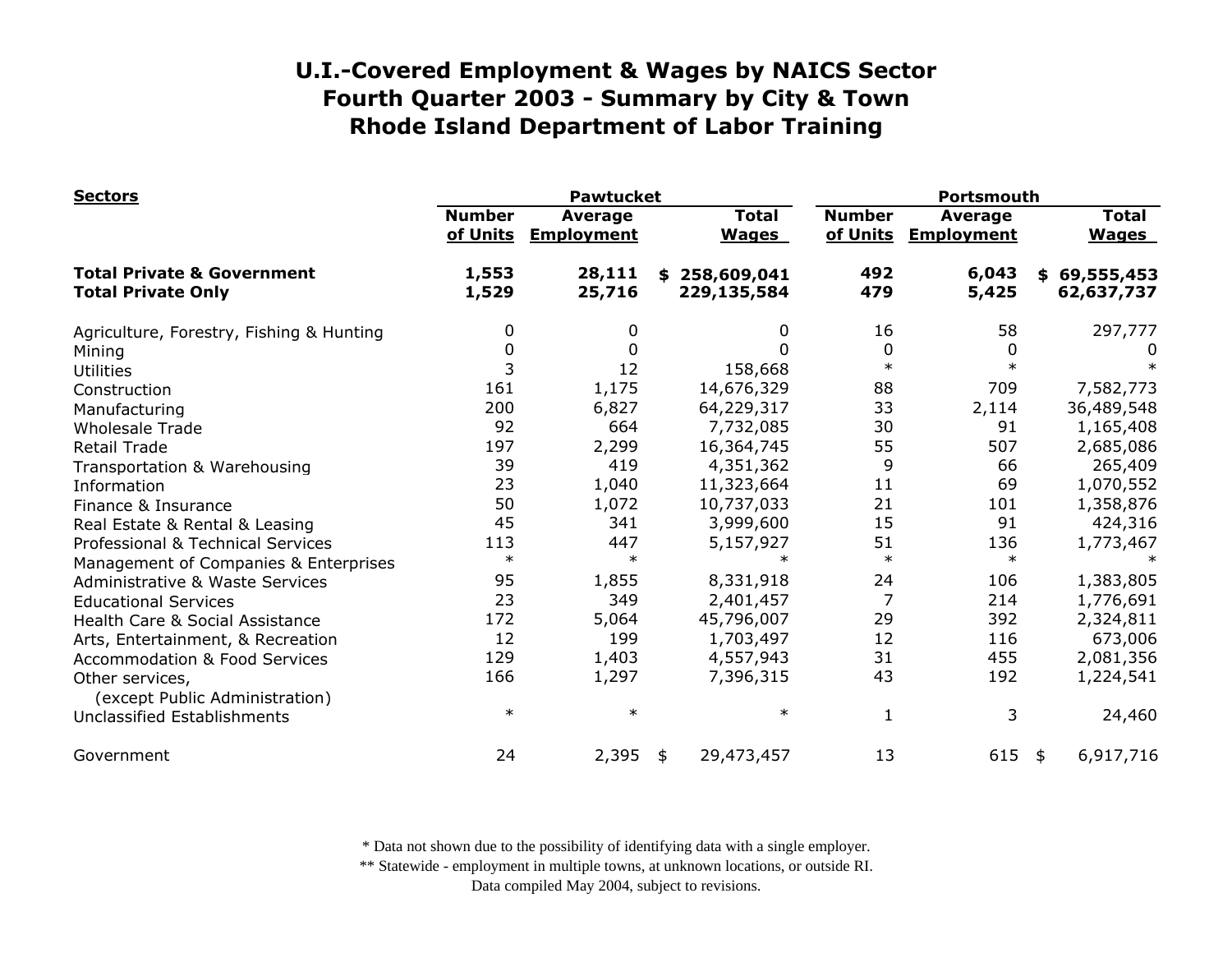# U.I.-Covered Employment & Wages by NAICS Sector
# Fourth Quarter 2003 - Summary by City & Town
# Rhode Island Department of Labor Training

| Sectors | Pawtucket | | | Portsmouth | | |
|---|---|---|---|---|---|---|
| | Number of Units | Average Employment | Total Wages | Number of Units | Average Employment | Total Wages |
| **Total Private & Government** | **1,553** | **28,111** | **$ 258,609,041** | **492** | **6,043** | **$ 69,555,453** |
| **Total Private Only** | **1,529** | **25,716** | **229,135,584** | **479** | **5,425** | **62,637,737** |
| Agriculture, Forestry, Fishing & Hunting | 0 | 0 | 0 | 16 | 58 | 297,777 |
| Mining | 0 | 0 | 0 | 0 | 0 | 0 |
| Utilities | 3 | 12 | 158,668 | * | * | * |
| Construction | 161 | 1,175 | 14,676,329 | 88 | 709 | 7,582,773 |
| Manufacturing | 200 | 6,827 | 64,229,317 | 33 | 2,114 | 36,489,548 |
| Wholesale Trade | 92 | 664 | 7,732,085 | 30 | 91 | 1,165,408 |
| Retail Trade | 197 | 2,299 | 16,364,745 | 55 | 507 | 2,685,086 |
| Transportation & Warehousing | 39 | 419 | 4,351,362 | 9 | 66 | 265,409 |
| Information | 23 | 1,040 | 11,323,664 | 11 | 69 | 1,070,552 |
| Finance & Insurance | 50 | 1,072 | 10,737,033 | 21 | 101 | 1,358,876 |
| Real Estate & Rental & Leasing | 45 | 341 | 3,999,600 | 15 | 91 | 424,316 |
| Professional & Technical Services | 113 | 447 | 5,157,927 | 51 | 136 | 1,773,467 |
| Management of Companies & Enterprises | * | * | * | * | * | * |
| Administrative & Waste Services | 95 | 1,855 | 8,331,918 | 24 | 106 | 1,383,805 |
| Educational Services | 23 | 349 | 2,401,457 | 7 | 214 | 1,776,691 |
| Health Care & Social Assistance | 172 | 5,064 | 45,796,007 | 29 | 392 | 2,324,811 |
| Arts, Entertainment, & Recreation | 12 | 199 | 1,703,497 | 12 | 116 | 673,006 |
| Accommodation & Food Services | 129 | 1,403 | 4,557,943 | 31 | 455 | 2,081,356 |
| Other services, (except Public Administration) | 166 | 1,297 | 7,396,315 | 43 | 192 | 1,224,541 |
| Unclassified Establishments | * | * | * | 1 | 3 | 24,460 |
| Government | 24 | 2,395 | $ 29,473,457 | 13 | 615 | $ 6,917,716 |

\* Data not shown due to the possibility of identifying data with a single employer.

\*\* Statewide - employment in multiple towns, at unknown locations, or outside RI.

Data compiled May 2004, subject to revisions.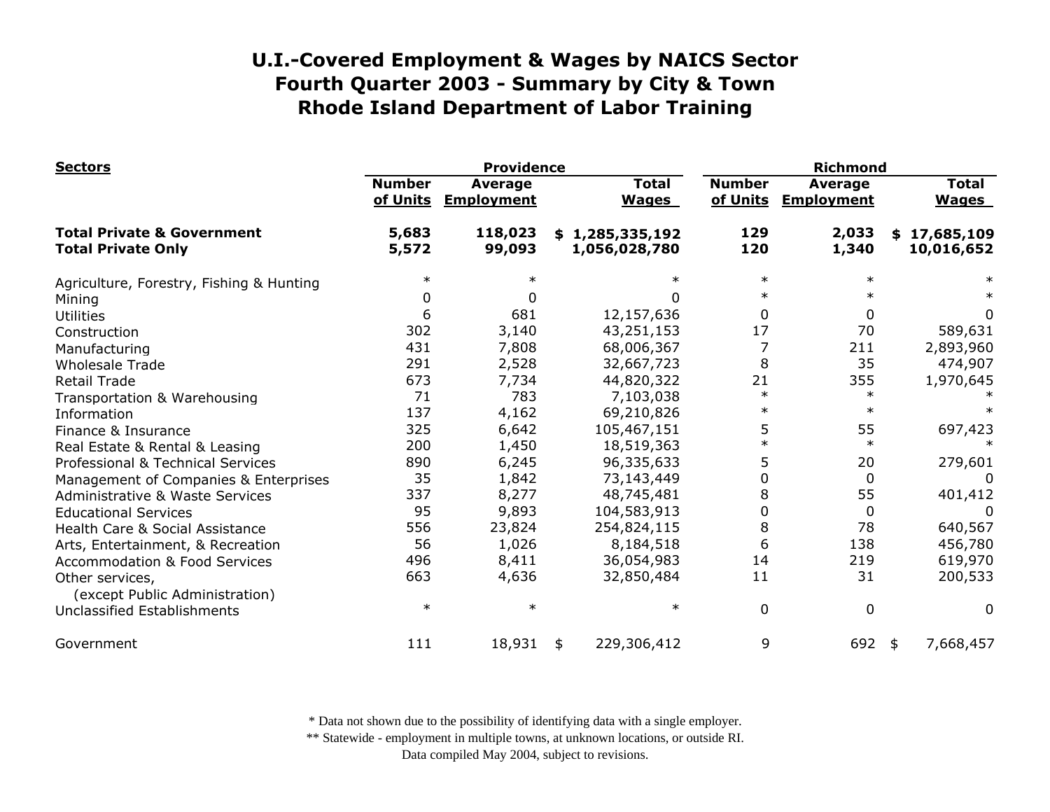# U.I.-Covered Employment & Wages by NAICS Sector
# Fourth Quarter 2003 - Summary by City & Town
# Rhode Island Department of Labor Training

| Sectors | Providence | | | Richmond | | |
|---|---|---|---|---|---|---|
| | Number of Units | Average Employment | Total Wages | Number of Units | Average Employment | Total Wages |
| **Total Private & Government** | **5,683** | **118,023** | **$ 1,285,335,192** | **129** | **2,033** | **$ 17,685,109** |
| **Total Private Only** | **5,572** | **99,093** | **1,056,028,780** | **120** | **1,340** | **10,016,652** |
| Agriculture, Forestry, Fishing & Hunting | * | * | * | * | * | * |
| Mining | 0 | 0 | 0 | * | * | * |
| Utilities | 6 | 681 | 12,157,636 | 0 | 0 | 0 |
| Construction | 302 | 3,140 | 43,251,153 | 17 | 70 | 589,631 |
| Manufacturing | 431 | 7,808 | 68,006,367 | 7 | 211 | 2,893,960 |
| Wholesale Trade | 291 | 2,528 | 32,667,723 | 8 | 35 | 474,907 |
| Retail Trade | 673 | 7,734 | 44,820,322 | 21 | 355 | 1,970,645 |
| Transportation & Warehousing | 71 | 783 | 7,103,038 | * | * | * |
| Information | 137 | 4,162 | 69,210,826 | * | * | * |
| Finance & Insurance | 325 | 6,642 | 105,467,151 | 5 | 55 | 697,423 |
| Real Estate & Rental & Leasing | 200 | 1,450 | 18,519,363 | * | * | * |
| Professional & Technical Services | 890 | 6,245 | 96,335,633 | 5 | 20 | 279,601 |
| Management of Companies & Enterprises | 35 | 1,842 | 73,143,449 | 0 | 0 | 0 |
| Administrative & Waste Services | 337 | 8,277 | 48,745,481 | 8 | 55 | 401,412 |
| Educational Services | 95 | 9,893 | 104,583,913 | 0 | 0 | 0 |
| Health Care & Social Assistance | 556 | 23,824 | 254,824,115 | 8 | 78 | 640,567 |
| Arts, Entertainment, & Recreation | 56 | 1,026 | 8,184,518 | 6 | 138 | 456,780 |
| Accommodation & Food Services | 496 | 8,411 | 36,054,983 | 14 | 219 | 619,970 |
| Other services, (except Public Administration) | 663 | 4,636 | 32,850,484 | 11 | 31 | 200,533 |
| Unclassified Establishments | * | * | * | 0 | 0 | 0 |
| Government | 111 | 18,931 | $ 229,306,412 | 9 | 692 | $ 7,668,457 |

\* Data not shown due to the possibility of identifying data with a single employer.
\*\* Statewide - employment in multiple towns, at unknown locations, or outside RI.
Data compiled May 2004, subject to revisions.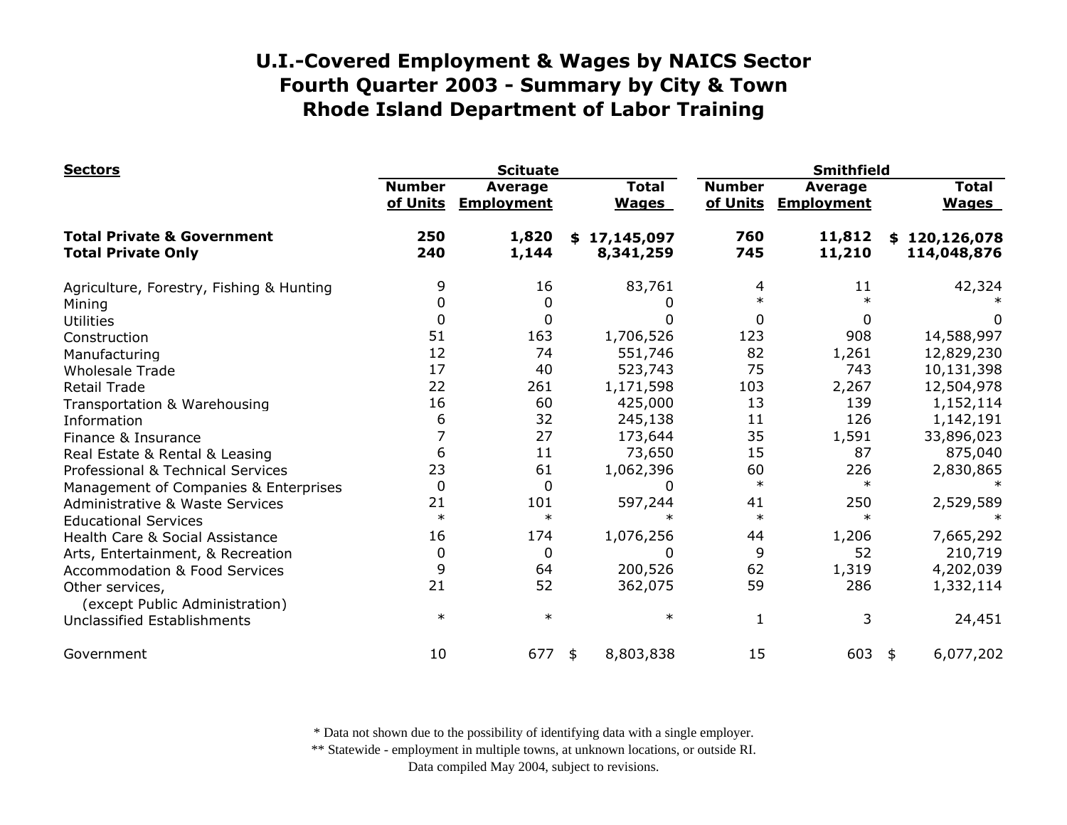# U.I.-Covered Employment & Wages by NAICS Sector
# Fourth Quarter 2003 - Summary by City & Town
# Rhode Island Department of Labor Training

| Sectors | Scituate | | | Smithfield | | |
|---|---|---|---|---|---|---|
| | Number of Units | Average Employment | Total Wages | Number of Units | Average Employment | Total Wages |
| **Total Private & Government** | **250** | **1,820** | **$ 17,145,097** | **760** | **11,812** | **$ 120,126,078** |
| **Total Private Only** | **240** | **1,144** | **8,341,259** | **745** | **11,210** | **114,048,876** |
| Agriculture, Forestry, Fishing & Hunting | 9 | 16 | 83,761 | 4 | 11 | 42,324 |
| Mining | 0 | 0 | 0 | * | * | * |
| Utilities | 0 | 0 | 0 | 0 | 0 | 0 |
| Construction | 51 | 163 | 1,706,526 | 123 | 908 | 14,588,997 |
| Manufacturing | 12 | 74 | 551,746 | 82 | 1,261 | 12,829,230 |
| Wholesale Trade | 17 | 40 | 523,743 | 75 | 743 | 10,131,398 |
| Retail Trade | 22 | 261 | 1,171,598 | 103 | 2,267 | 12,504,978 |
| Transportation & Warehousing | 16 | 60 | 425,000 | 13 | 139 | 1,152,114 |
| Information | 6 | 32 | 245,138 | 11 | 126 | 1,142,191 |
| Finance & Insurance | 7 | 27 | 173,644 | 35 | 1,591 | 33,896,023 |
| Real Estate & Rental & Leasing | 6 | 11 | 73,650 | 15 | 87 | 875,040 |
| Professional & Technical Services | 23 | 61 | 1,062,396 | 60 | 226 | 2,830,865 |
| Management of Companies & Enterprises | 0 | 0 | 0 | * | * | * |
| Administrative & Waste Services | 21 | 101 | 597,244 | 41 | 250 | 2,529,589 |
| Educational Services | * | * | * | * | * | * |
| Health Care & Social Assistance | 16 | 174 | 1,076,256 | 44 | 1,206 | 7,665,292 |
| Arts, Entertainment, & Recreation | 0 | 0 | 0 | 9 | 52 | 210,719 |
| Accommodation & Food Services | 9 | 64 | 200,526 | 62 | 1,319 | 4,202,039 |
| Other services, (except Public Administration) | 21 | 52 | 362,075 | 59 | 286 | 1,332,114 |
| Unclassified Establishments | * | * | * | 1 | 3 | 24,451 |
| Government | 10 | 677 | $ 8,803,838 | 15 | 603 | $ 6,077,202 |

\* Data not shown due to the possibility of identifying data with a single employer.

\*\* Statewide - employment in multiple towns, at unknown locations, or outside RI.

Data compiled May 2004, subject to revisions.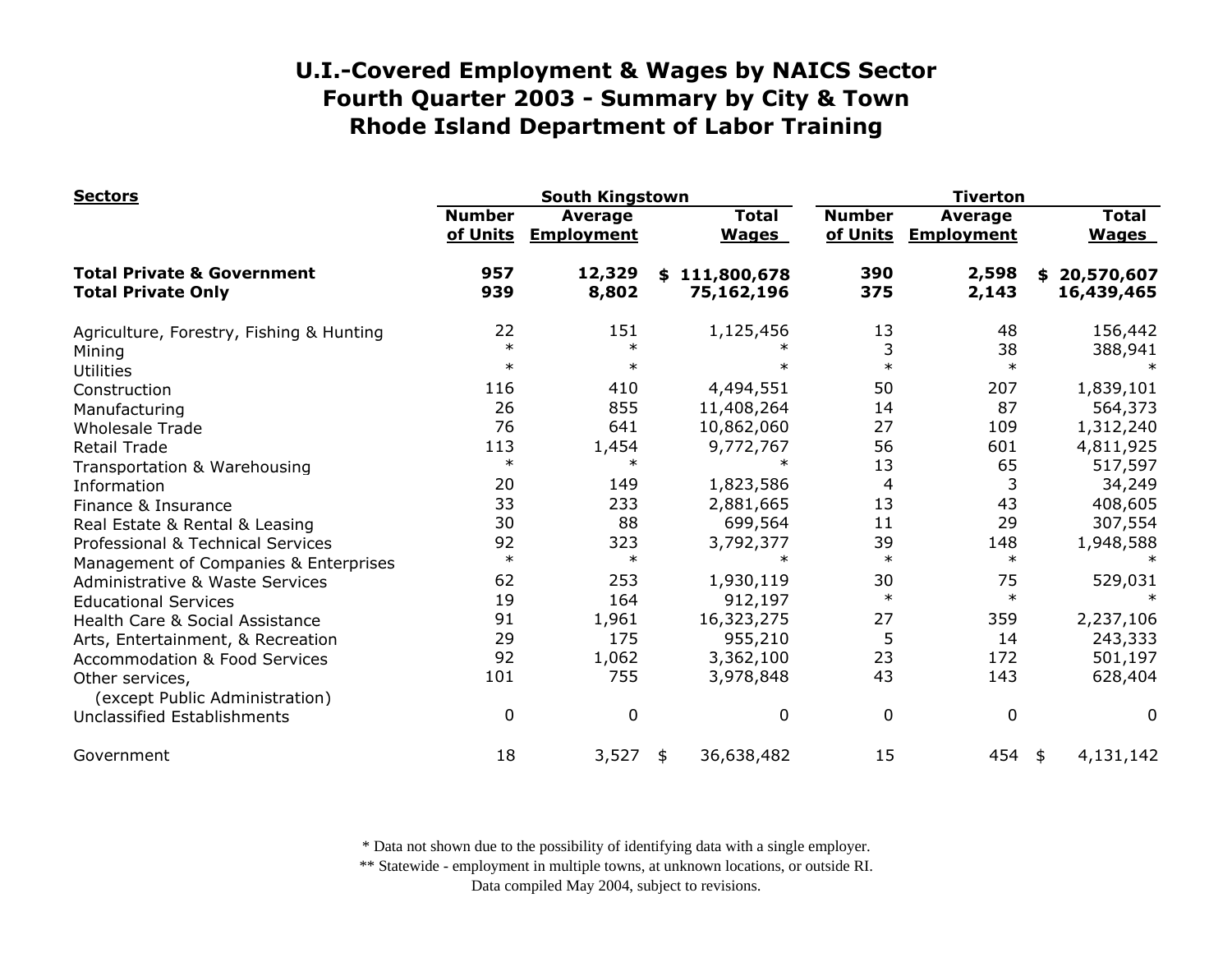# U.I.-Covered Employment & Wages by NAICS Sector
## Fourth Quarter 2003 - Summary by City & Town
## Rhode Island Department of Labor Training

| Sectors | South Kingstown | | | Tiverton | | |
|---|---|---|---|---|---|---|
| | Number of Units | Average Employment | Total Wages | Number of Units | Average Employment | Total Wages |
| **Total Private & Government** | **957** | **12,329** | **$ 111,800,678** | **390** | **2,598** | **$ 20,570,607** |
| **Total Private Only** | **939** | **8,802** | **75,162,196** | **375** | **2,143** | **16,439,465** |
| Agriculture, Forestry, Fishing & Hunting | 22 | 151 | 1,125,456 | 13 | 48 | 156,442 |
| Mining | * | * | * | 3 | 38 | 388,941 |
| Utilities | * | * | * | * | * | * |
| Construction | 116 | 410 | 4,494,551 | 50 | 207 | 1,839,101 |
| Manufacturing | 26 | 855 | 11,408,264 | 14 | 87 | 564,373 |
| Wholesale Trade | 76 | 641 | 10,862,060 | 27 | 109 | 1,312,240 |
| Retail Trade | 113 | 1,454 | 9,772,767 | 56 | 601 | 4,811,925 |
| Transportation & Warehousing | * | * | * | 13 | 65 | 517,597 |
| Information | 20 | 149 | 1,823,586 | 4 | 3 | 34,249 |
| Finance & Insurance | 33 | 233 | 2,881,665 | 13 | 43 | 408,605 |
| Real Estate & Rental & Leasing | 30 | 88 | 699,564 | 11 | 29 | 307,554 |
| Professional & Technical Services | 92 | 323 | 3,792,377 | 39 | 148 | 1,948,588 |
| Management of Companies & Enterprises | * | * | * | * | * | * |
| Administrative & Waste Services | 62 | 253 | 1,930,119 | 30 | 75 | 529,031 |
| Educational Services | 19 | 164 | 912,197 | * | * | * |
| Health Care & Social Assistance | 91 | 1,961 | 16,323,275 | 27 | 359 | 2,237,106 |
| Arts, Entertainment, & Recreation | 29 | 175 | 955,210 | 5 | 14 | 243,333 |
| Accommodation & Food Services | 92 | 1,062 | 3,362,100 | 23 | 172 | 501,197 |
| Other services, (except Public Administration) | 101 | 755 | 3,978,848 | 43 | 143 | 628,404 |
| Unclassified Establishments | 0 | 0 | 0 | 0 | 0 | 0 |
| Government | 18 | 3,527 | $ 36,638,482 | 15 | 454 | $ 4,131,142 |

\* Data not shown due to the possibility of identifying data with a single employer.
\*\* Statewide - employment in multiple towns, at unknown locations, or outside RI.
Data compiled May 2004, subject to revisions.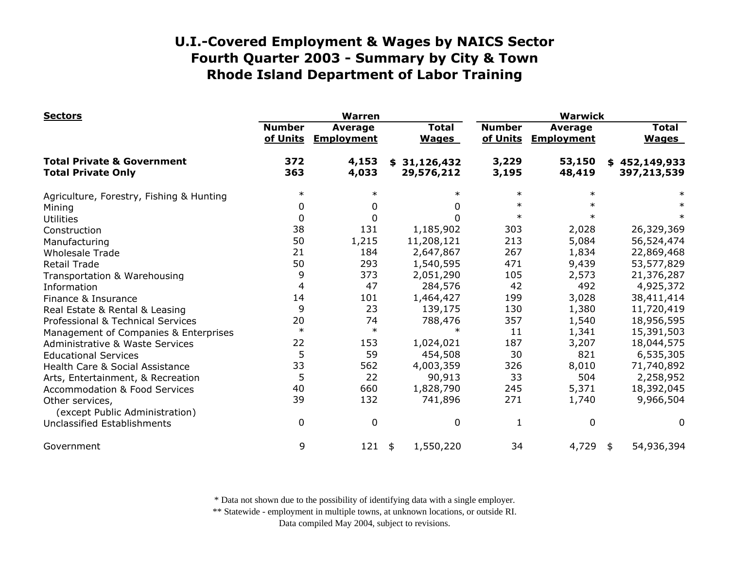# U.I.-Covered Employment & Wages by NAICS Sector
# Fourth Quarter 2003 - Summary by City & Town
# Rhode Island Department of Labor Training

| Sectors | Warren | | | Warwick | | |
|---|---|---|---|---|---|---|
| | Number of Units | Average Employment | Total Wages | Number of Units | Average Employment | Total Wages |
| **Total Private & Government** | **372** | **4,153** | **$ 31,126,432** | **3,229** | **53,150** | **$ 452,149,933** |
| **Total Private Only** | **363** | **4,033** | **29,576,212** | **3,195** | **48,419** | **397,213,539** |
| Agriculture, Forestry, Fishing & Hunting | * | * | * | * | * | * |
| Mining | 0 | 0 | 0 | * | * | * |
| Utilities | 0 | 0 | 0 | * | * | * |
| Construction | 38 | 131 | 1,185,902 | 303 | 2,028 | 26,329,369 |
| Manufacturing | 50 | 1,215 | 11,208,121 | 213 | 5,084 | 56,524,474 |
| Wholesale Trade | 21 | 184 | 2,647,867 | 267 | 1,834 | 22,869,468 |
| Retail Trade | 50 | 293 | 1,540,595 | 471 | 9,439 | 53,577,829 |
| Transportation & Warehousing | 9 | 373 | 2,051,290 | 105 | 2,573 | 21,376,287 |
| Information | 4 | 47 | 284,576 | 42 | 492 | 4,925,372 |
| Finance & Insurance | 14 | 101 | 1,464,427 | 199 | 3,028 | 38,411,414 |
| Real Estate & Rental & Leasing | 9 | 23 | 139,175 | 130 | 1,380 | 11,720,419 |
| Professional & Technical Services | 20 | 74 | 788,476 | 357 | 1,540 | 18,956,595 |
| Management of Companies & Enterprises | * | * | * | 11 | 1,341 | 15,391,503 |
| Administrative & Waste Services | 22 | 153 | 1,024,021 | 187 | 3,207 | 18,044,575 |
| Educational Services | 5 | 59 | 454,508 | 30 | 821 | 6,535,305 |
| Health Care & Social Assistance | 33 | 562 | 4,003,359 | 326 | 8,010 | 71,740,892 |
| Arts, Entertainment, & Recreation | 5 | 22 | 90,913 | 33 | 504 | 2,258,952 |
| Accommodation & Food Services | 40 | 660 | 1,828,790 | 245 | 5,371 | 18,392,045 |
| Other services, (except Public Administration) | 39 | 132 | 741,896 | 271 | 1,740 | 9,966,504 |
| Unclassified Establishments | 0 | 0 | 0 | 1 | 0 | 0 |
| Government | 9 | 121 | $ 1,550,220 | 34 | 4,729 | $ 54,936,394 |

* Data not shown due to the possibility of identifying data with a single employer.
** Statewide - employment in multiple towns, at unknown locations, or outside RI.
Data compiled May 2004, subject to revisions.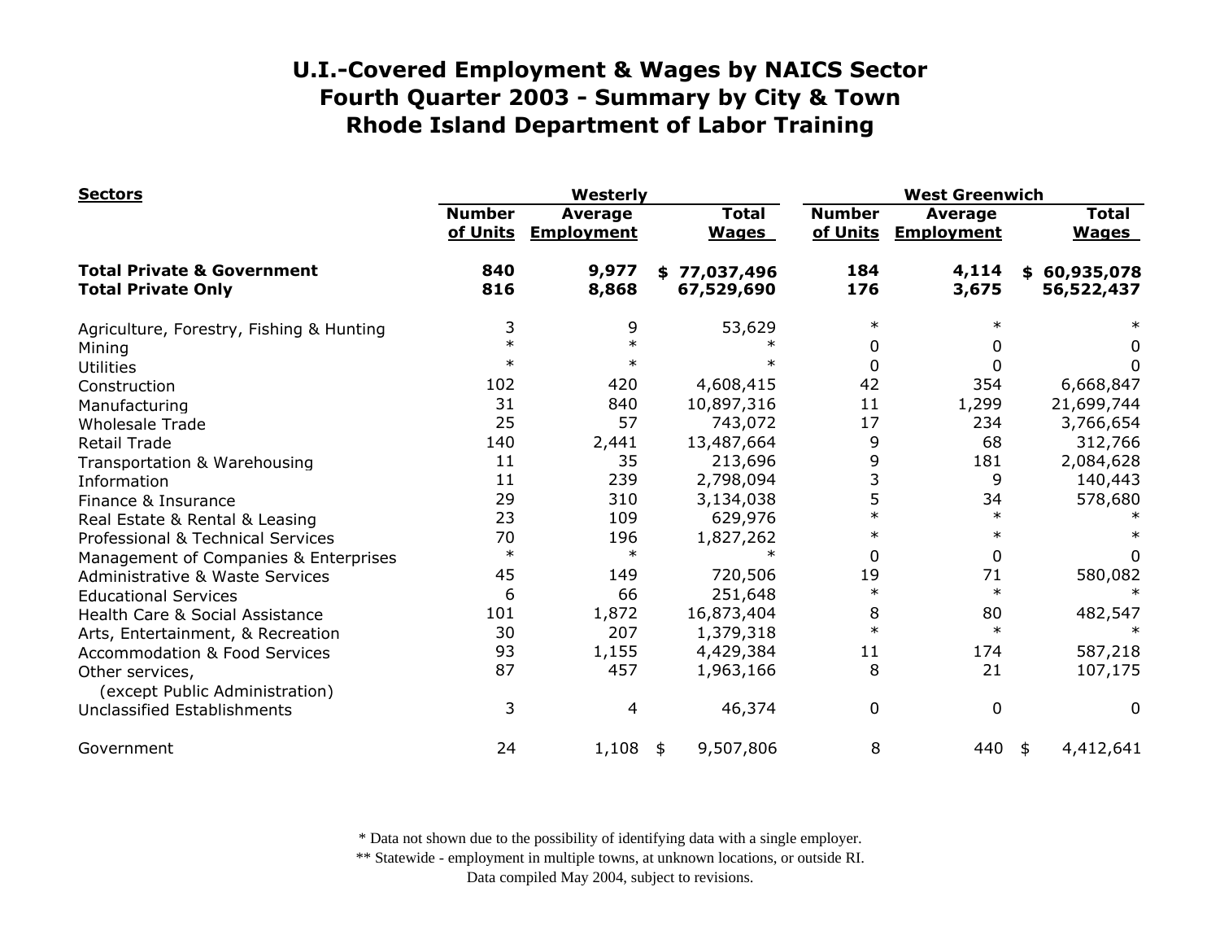# U.I.-Covered Employment & Wages by NAICS Sector
## Fourth Quarter 2003 - Summary by City & Town
## Rhode Island Department of Labor Training

| Sectors | Westerly | | | West Greenwich | | |
|---|---|---|---|---|---|---|
| | Number of Units | Average Employment | Total Wages | Number of Units | Average Employment | Total Wages |
| **Total Private & Government** | **840** | **9,977** | **$ 77,037,496** | **184** | **4,114** | **$ 60,935,078** |
| **Total Private Only** | **816** | **8,868** | **67,529,690** | **176** | **3,675** | **56,522,437** |
| Agriculture, Forestry, Fishing & Hunting | 3 | 9 | 53,629 | * | * | * |
| Mining | * | * | * | 0 | 0 | 0 |
| Utilities | * | * | * | 0 | 0 | 0 |
| Construction | 102 | 420 | 4,608,415 | 42 | 354 | 6,668,847 |
| Manufacturing | 31 | 840 | 10,897,316 | 11 | 1,299 | 21,699,744 |
| Wholesale Trade | 25 | 57 | 743,072 | 17 | 234 | 3,766,654 |
| Retail Trade | 140 | 2,441 | 13,487,664 | 9 | 68 | 312,766 |
| Transportation & Warehousing | 11 | 35 | 213,696 | 9 | 181 | 2,084,628 |
| Information | 11 | 239 | 2,798,094 | 3 | 9 | 140,443 |
| Finance & Insurance | 29 | 310 | 3,134,038 | 5 | 34 | 578,680 |
| Real Estate & Rental & Leasing | 23 | 109 | 629,976 | * | * | * |
| Professional & Technical Services | 70 | 196 | 1,827,262 | * | * | * |
| Management of Companies & Enterprises | * | * | * | 0 | 0 | 0 |
| Administrative & Waste Services | 45 | 149 | 720,506 | 19 | 71 | 580,082 |
| Educational Services | 6 | 66 | 251,648 | * | * | * |
| Health Care & Social Assistance | 101 | 1,872 | 16,873,404 | 8 | 80 | 482,547 |
| Arts, Entertainment, & Recreation | 30 | 207 | 1,379,318 | * | * | * |
| Accommodation & Food Services | 93 | 1,155 | 4,429,384 | 11 | 174 | 587,218 |
| Other services, (except Public Administration) | 87 | 457 | 1,963,166 | 8 | 21 | 107,175 |
| Unclassified Establishments | 3 | 4 | 46,374 | 0 | 0 | 0 |
| Government | 24 | 1,108 | $ 9,507,806 | 8 | 440 | $ 4,412,641 |

\* Data not shown due to the possibility of identifying data with a single employer.

\** Statewide - employment in multiple towns, at unknown locations, or outside RI.

Data compiled May 2004, subject to revisions.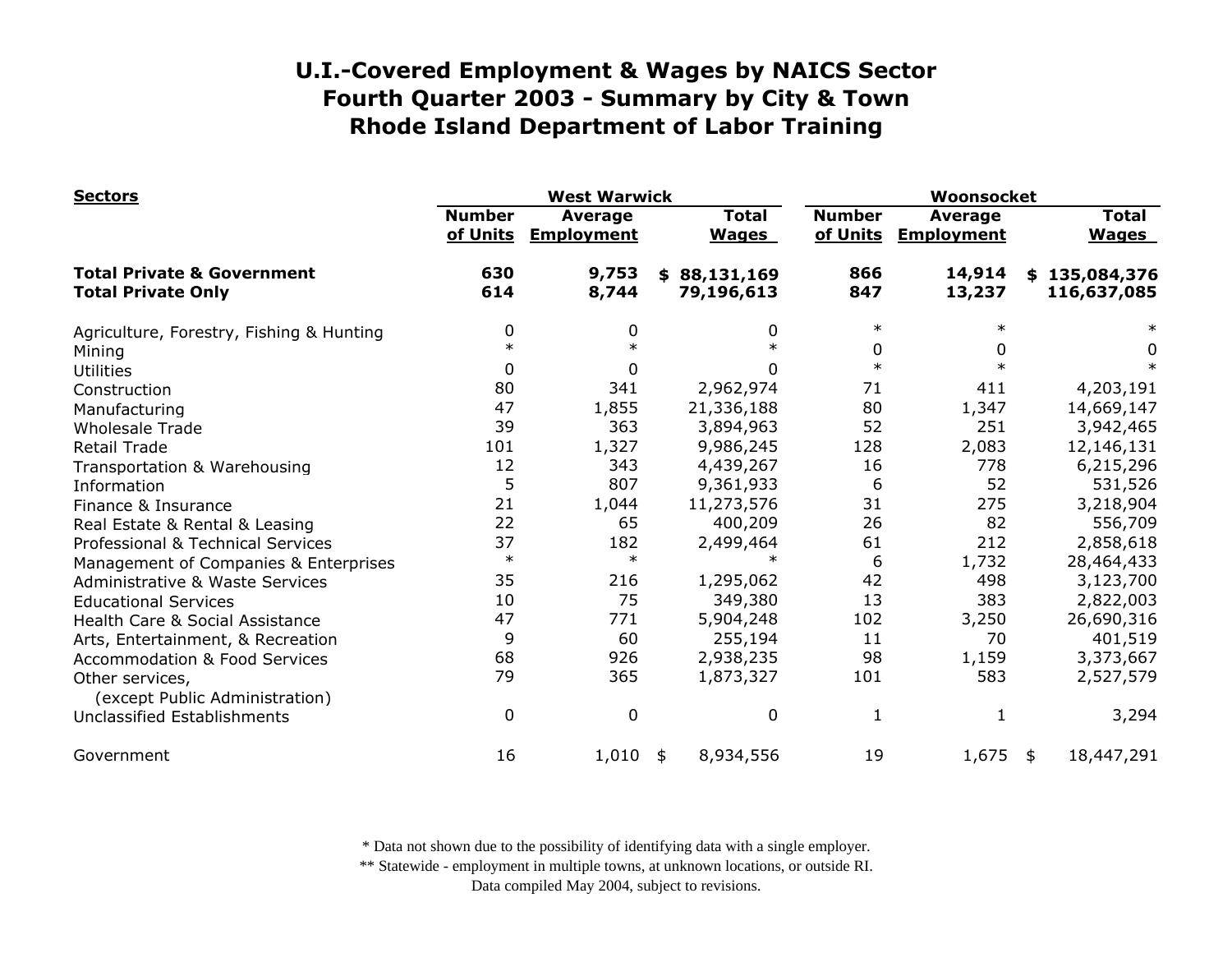# U.I.-Covered Employment & Wages by NAICS Sector
# Fourth Quarter 2003 - Summary by City & Town
# Rhode Island Department of Labor Training

| Sectors | West Warwick | | | Woonsocket | | |
|---|---|---|---|---|---|---|
| | Number of Units | Average Employment | Total Wages | Number of Units | Average Employment | Total Wages |
| **Total Private & Government** | **630** | **9,753** | **$ 88,131,169** | **866** | **14,914** | **$ 135,084,376** |
| **Total Private Only** | **614** | **8,744** | **79,196,613** | **847** | **13,237** | **116,637,085** |
| Agriculture, Forestry, Fishing & Hunting | 0 | 0 | 0 | * | * | * |
| Mining | * | * | * | 0 | 0 | 0 |
| Utilities | 0 | 0 | 0 | * | * | * |
| Construction | 80 | 341 | 2,962,974 | 71 | 411 | 4,203,191 |
| Manufacturing | 47 | 1,855 | 21,336,188 | 80 | 1,347 | 14,669,147 |
| Wholesale Trade | 39 | 363 | 3,894,963 | 52 | 251 | 3,942,465 |
| Retail Trade | 101 | 1,327 | 9,986,245 | 128 | 2,083 | 12,146,131 |
| Transportation & Warehousing | 12 | 343 | 4,439,267 | 16 | 778 | 6,215,296 |
| Information | 5 | 807 | 9,361,933 | 6 | 52 | 531,526 |
| Finance & Insurance | 21 | 1,044 | 11,273,576 | 31 | 275 | 3,218,904 |
| Real Estate & Rental & Leasing | 22 | 65 | 400,209 | 26 | 82 | 556,709 |
| Professional & Technical Services | 37 | 182 | 2,499,464 | 61 | 212 | 2,858,618 |
| Management of Companies & Enterprises | * | * | * | 6 | 1,732 | 28,464,433 |
| Administrative & Waste Services | 35 | 216 | 1,295,062 | 42 | 498 | 3,123,700 |
| Educational Services | 10 | 75 | 349,380 | 13 | 383 | 2,822,003 |
| Health Care & Social Assistance | 47 | 771 | 5,904,248 | 102 | 3,250 | 26,690,316 |
| Arts, Entertainment, & Recreation | 9 | 60 | 255,194 | 11 | 70 | 401,519 |
| Accommodation & Food Services | 68 | 926 | 2,938,235 | 98 | 1,159 | 3,373,667 |
| Other services, (except Public Administration) | 79 | 365 | 1,873,327 | 101 | 583 | 2,527,579 |
| Unclassified Establishments | 0 | 0 | 0 | 1 | 1 | 3,294 |
| Government | 16 | 1,010 | $ 8,934,556 | 19 | 1,675 | $ 18,447,291 |

\* Data not shown due to the possibility of identifying data with a single employer.
** Statewide - employment in multiple towns, at unknown locations, or outside RI.
Data compiled May 2004, subject to revisions.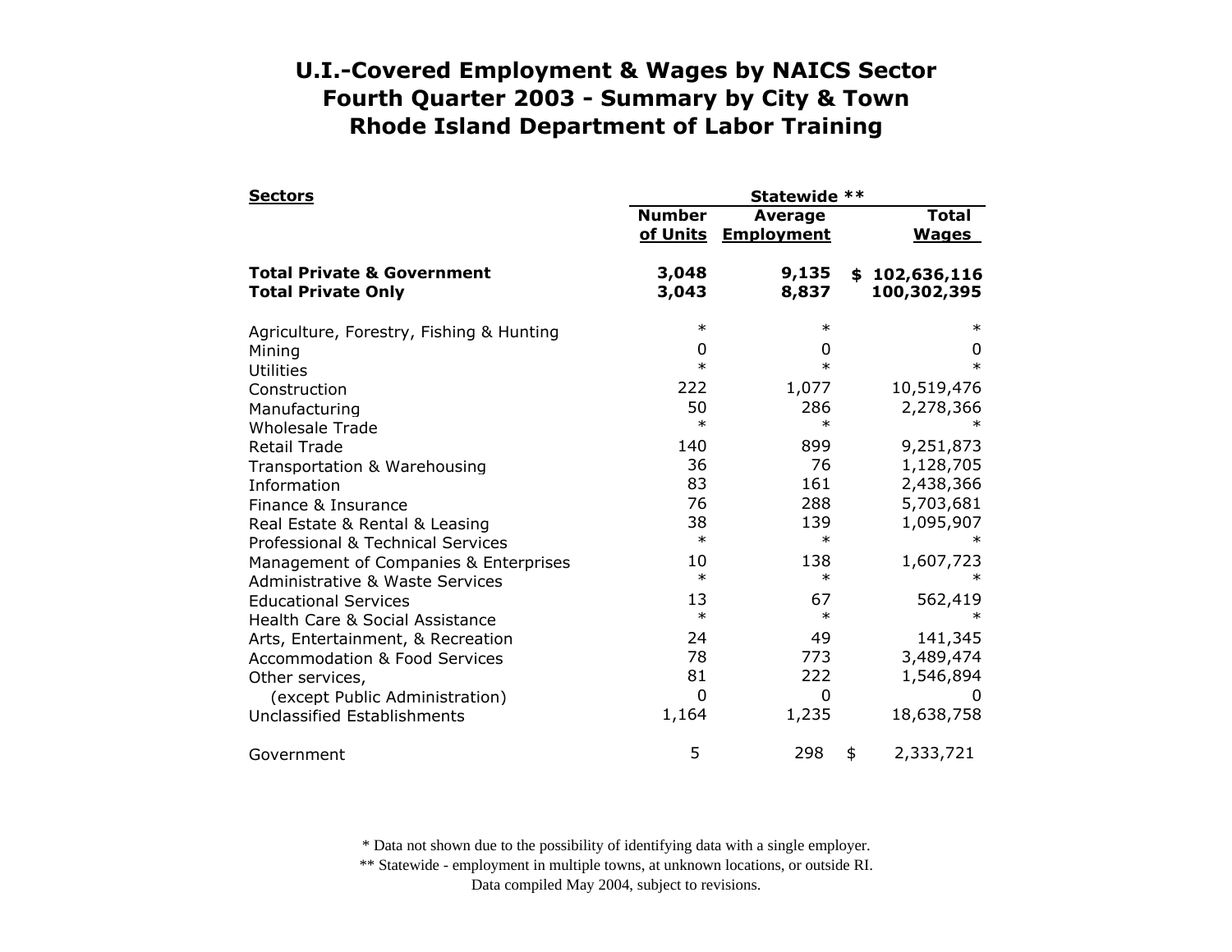# U.I.-Covered Employment & Wages by NAICS Sector
# Fourth Quarter 2003 - Summary by City & Town
# Rhode Island Department of Labor Training

| Sectors | Statewide ** | | |
|---|---|---|---|
| | Number of Units | Average Employment | Total Wages |
| **Total Private & Government** | **3,048** | **9,135** | **$ 102,636,116** |
| **Total Private Only** | **3,043** | **8,837** | **100,302,395** |
| Agriculture, Forestry, Fishing & Hunting | * | * | * |
| Mining | 0 | 0 | 0 |
| Utilities | * | * | * |
| Construction | 222 | 1,077 | 10,519,476 |
| Manufacturing | 50 | 286 | 2,278,366 |
| Wholesale Trade | * | * | * |
| Retail Trade | 140 | 899 | 9,251,873 |
| Transportation & Warehousing | 36 | 76 | 1,128,705 |
| Information | 83 | 161 | 2,438,366 |
| Finance & Insurance | 76 | 288 | 5,703,681 |
| Real Estate & Rental & Leasing | 38 | 139 | 1,095,907 |
| Professional & Technical Services | * | * | * |
| Management of Companies & Enterprises | 10 | 138 | 1,607,723 |
| Administrative & Waste Services | * | * | * |
| Educational Services | 13 | 67 | 562,419 |
| Health Care & Social Assistance | * | * | * |
| Arts, Entertainment, & Recreation | 24 | 49 | 141,345 |
| Accommodation & Food Services | 78 | 773 | 3,489,474 |
| Other services, | 81 | 222 | 1,546,894 |
| (except Public Administration) | 0 | 0 | 0 |
| Unclassified Establishments | 1,164 | 1,235 | 18,638,758 |
| Government | 5 | 298 | $ 2,333,721 |

\* Data not shown due to the possibility of identifying data with a single employer.

** Statewide - employment in multiple towns, at unknown locations, or outside RI.

Data compiled May 2004, subject to revisions.